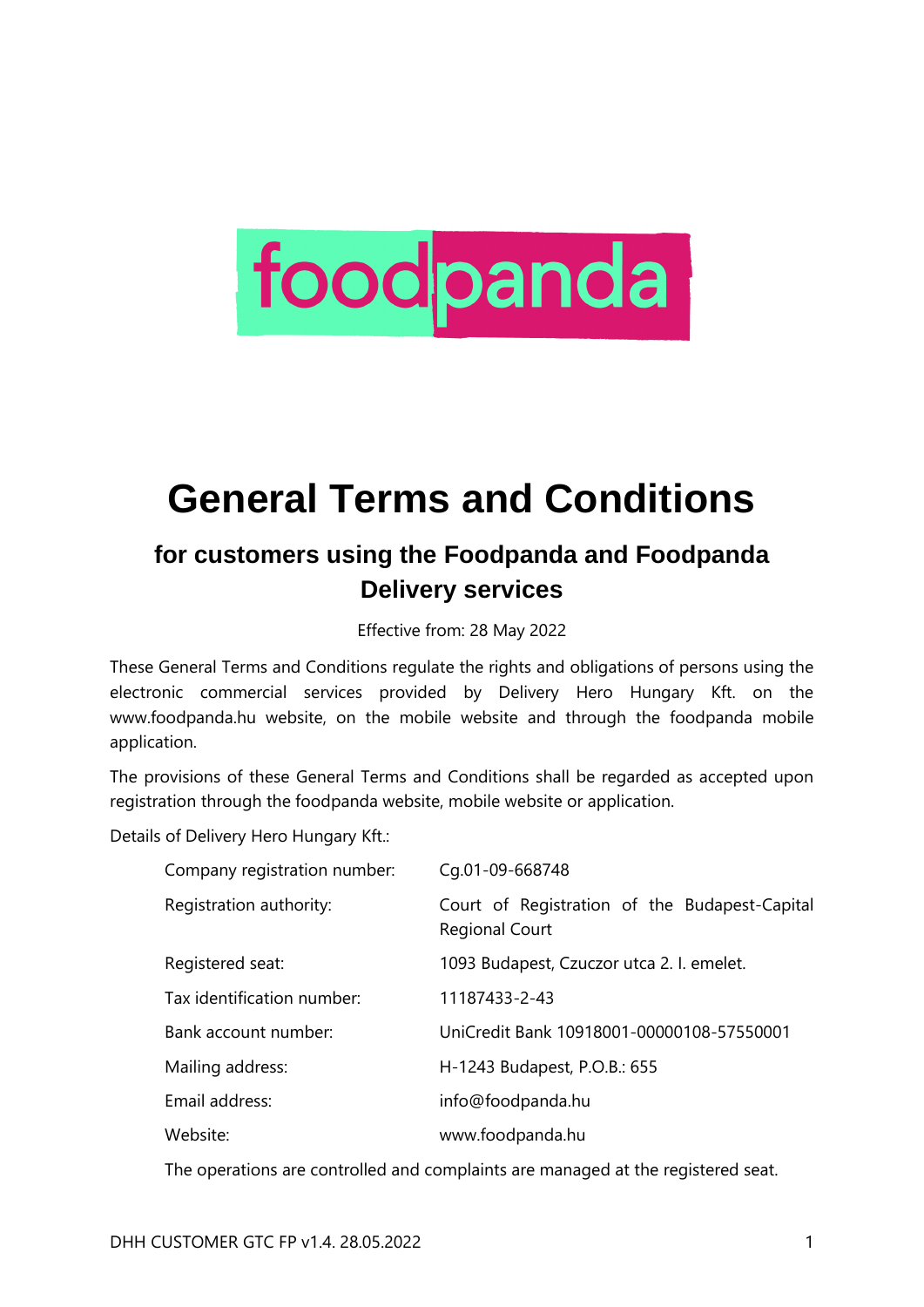foodpanda

# General Terms and Conditions

## for customers using the Foodpanda and Foodpanda Delivery services

Effective from: 28 May 2022

These General Terms and Conditions regulate the rights and obligations of persons using the electronic commercial services provided by Delivery Hero Hungary Kft. on the www.foodpanda.hu website, on the mobile website and through the foodpanda mobile application.

The provisions of these General Terms and Conditions shall be regarded as accepted upon registration through the foodpanda website, mobile website or application.

Details of Delivery Hero Hungary Kft.:

| | |
|---|---|
| Company registration number: | Cg.01-09-668748 |
| Registration authority: | Court of Registration of the Budapest-Capital Regional Court |
| Registered seat: | 1093 Budapest, Czuczor utca 2. I. emelet. |
| Tax identification number: | 11187433-2-43 |
| Bank account number: | UniCredit Bank 10918001-00000108-57550001 |
| Mailing address: | H-1243 Budapest, P.O.B.: 655 |
| Email address: | info@foodpanda.hu |
| Website: | www.foodpanda.hu |

The operations are controlled and complaints are managed at the registered seat.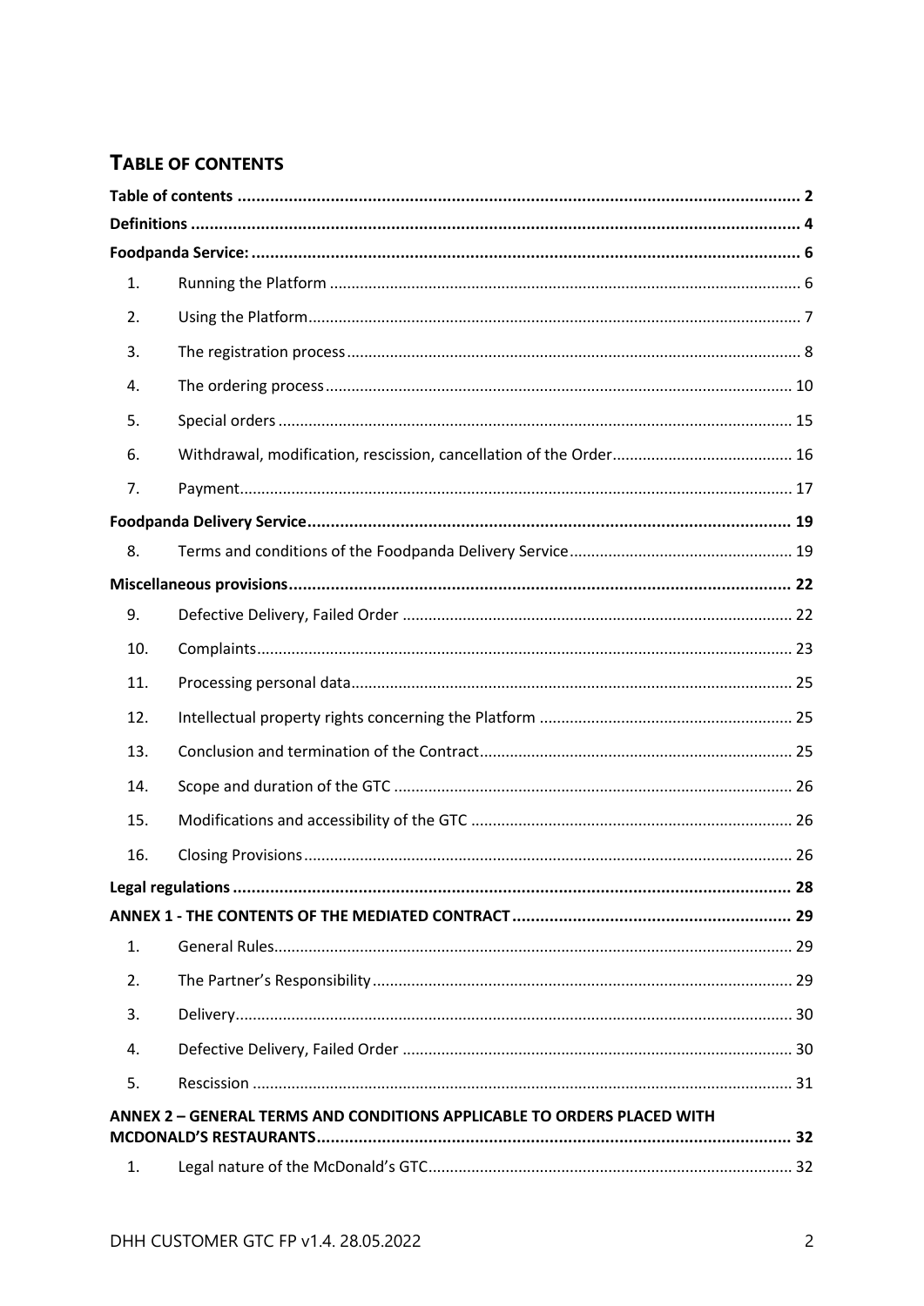# TABLE OF CONTENTS

| | | |
|---|---|---|
| **Table of contents** | | **2** |
| **Definitions** | | **4** |
| **Foodpanda Service:** | | **6** |
| 1. | Running the Platform | 6 |
| 2. | Using the Platform | 7 |
| 3. | The registration process | 8 |
| 4. | The ordering process | 10 |
| 5. | Special orders | 15 |
| 6. | Withdrawal, modification, rescission, cancellation of the Order | 16 |
| 7. | Payment | 17 |
| **Foodpanda Delivery Service** | | **19** |
| 8. | Terms and conditions of the Foodpanda Delivery Service | 19 |
| **Miscellaneous provisions** | | **22** |
| 9. | Defective Delivery, Failed Order | 22 |
| 10. | Complaints | 23 |
| 11. | Processing personal data | 25 |
| 12. | Intellectual property rights concerning the Platform | 25 |
| 13. | Conclusion and termination of the Contract | 25 |
| 14. | Scope and duration of the GTC | 26 |
| 15. | Modifications and accessibility of the GTC | 26 |
| 16. | Closing Provisions | 26 |
| **Legal regulations** | | **28** |
| **ANNEX 1 - THE CONTENTS OF THE MEDIATED CONTRACT** | | **29** |
| 1. | General Rules | 29 |
| 2. | The Partner's Responsibility | 29 |
| 3. | Delivery | 30 |
| 4. | Defective Delivery, Failed Order | 30 |
| 5. | Rescission | 31 |
| **ANNEX 2 – GENERAL TERMS AND CONDITIONS APPLICABLE TO ORDERS PLACED WITH MCDONALD'S RESTAURANTS** | | **32** |
| 1. | Legal nature of the McDonald's GTC | 32 |

DHH CUSTOMER GTC FP v1.4. 28.05.2022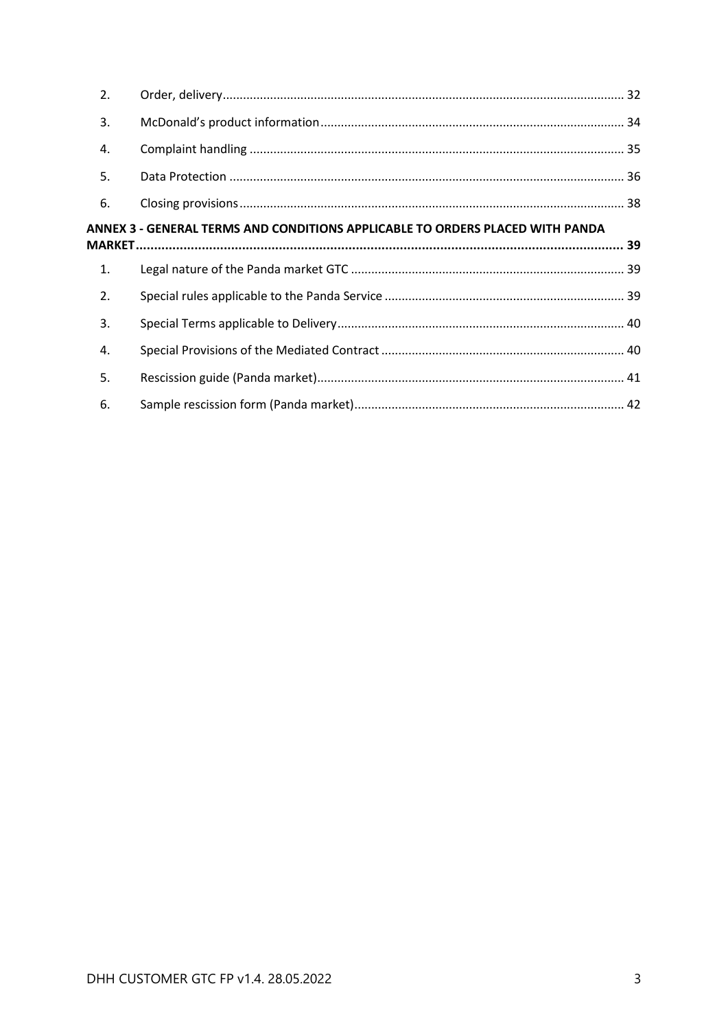| | | |
|---|---|---|
| 2. | Order, delivery | 32 |
| 3. | McDonald's product information | 34 |
| 4. | Complaint handling | 35 |
| 5. | Data Protection | 36 |
| 6. | Closing provisions | 38 |

**ANNEX 3 - GENERAL TERMS AND CONDITIONS APPLICABLE TO ORDERS PLACED WITH PANDA MARKET ..... 39**

| | | |
|---|---|---|
| 1. | Legal nature of the Panda market GTC | 39 |
| 2. | Special rules applicable to the Panda Service | 39 |
| 3. | Special Terms applicable to Delivery | 40 |
| 4. | Special Provisions of the Mediated Contract | 40 |
| 5. | Rescission guide (Panda market) | 41 |
| 6. | Sample rescission form (Panda market) | 42 |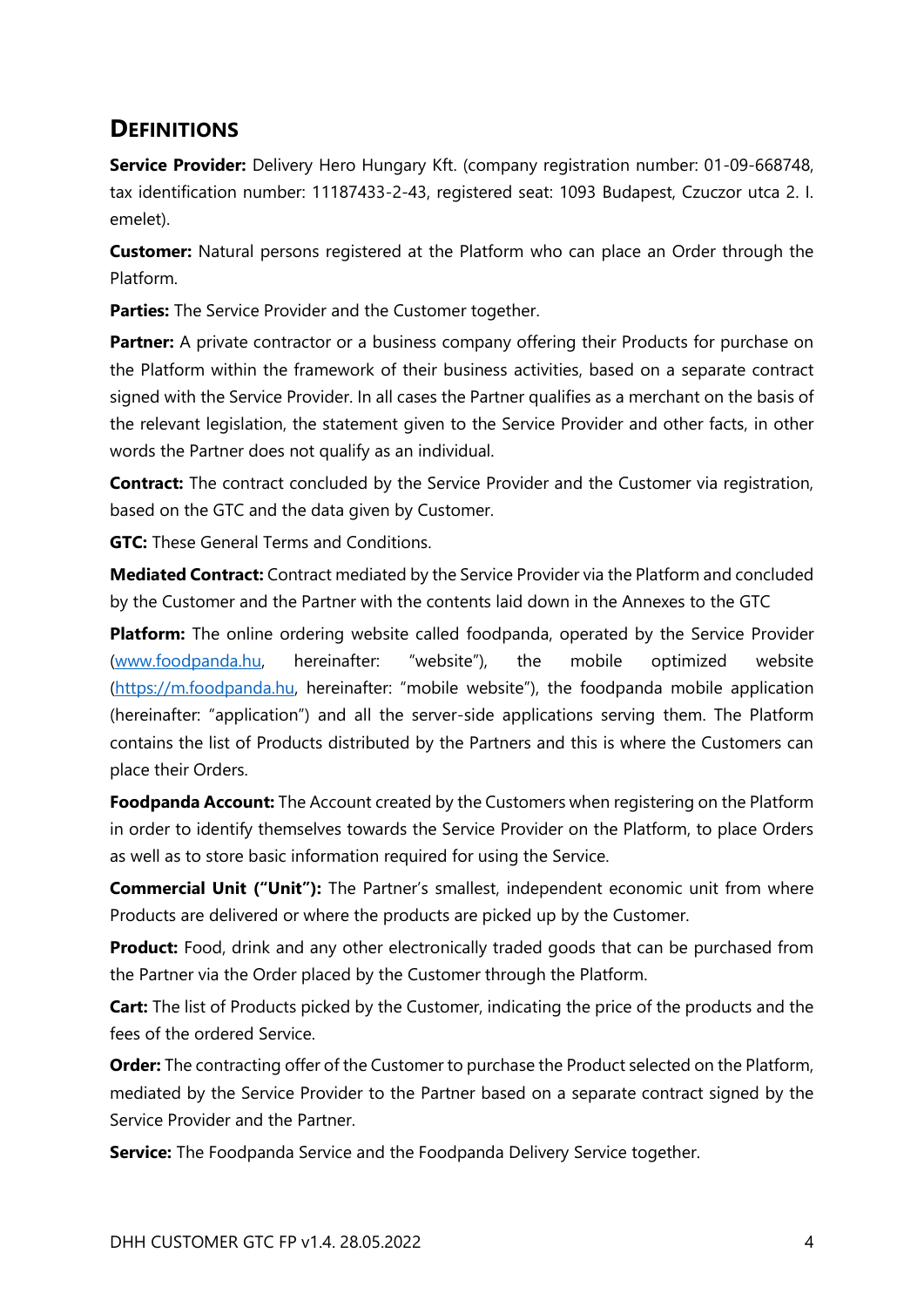## DEFINITIONS

**Service Provider:** Delivery Hero Hungary Kft. (company registration number: 01-09-668748, tax identification number: 11187433-2-43, registered seat: 1093 Budapest, Czuczor utca 2. I. emelet).

**Customer:** Natural persons registered at the Platform who can place an Order through the Platform.

**Parties:** The Service Provider and the Customer together.

**Partner:** A private contractor or a business company offering their Products for purchase on the Platform within the framework of their business activities, based on a separate contract signed with the Service Provider. In all cases the Partner qualifies as a merchant on the basis of the relevant legislation, the statement given to the Service Provider and other facts, in other words the Partner does not qualify as an individual.

**Contract:** The contract concluded by the Service Provider and the Customer via registration, based on the GTC and the data given by Customer.

**GTC:** These General Terms and Conditions.

**Mediated Contract:** Contract mediated by the Service Provider via the Platform and concluded by the Customer and the Partner with the contents laid down in the Annexes to the GTC

**Platform:** The online ordering website called foodpanda, operated by the Service Provider (www.foodpanda.hu, hereinafter: "website"), the mobile optimized website (https://m.foodpanda.hu, hereinafter: "mobile website"), the foodpanda mobile application (hereinafter: "application") and all the server-side applications serving them. The Platform contains the list of Products distributed by the Partners and this is where the Customers can place their Orders.

**Foodpanda Account:** The Account created by the Customers when registering on the Platform in order to identify themselves towards the Service Provider on the Platform, to place Orders as well as to store basic information required for using the Service.

**Commercial Unit ("Unit"):** The Partner's smallest, independent economic unit from where Products are delivered or where the products are picked up by the Customer.

**Product:** Food, drink and any other electronically traded goods that can be purchased from the Partner via the Order placed by the Customer through the Platform.

**Cart:** The list of Products picked by the Customer, indicating the price of the products and the fees of the ordered Service.

**Order:** The contracting offer of the Customer to purchase the Product selected on the Platform, mediated by the Service Provider to the Partner based on a separate contract signed by the Service Provider and the Partner.

**Service:** The Foodpanda Service and the Foodpanda Delivery Service together.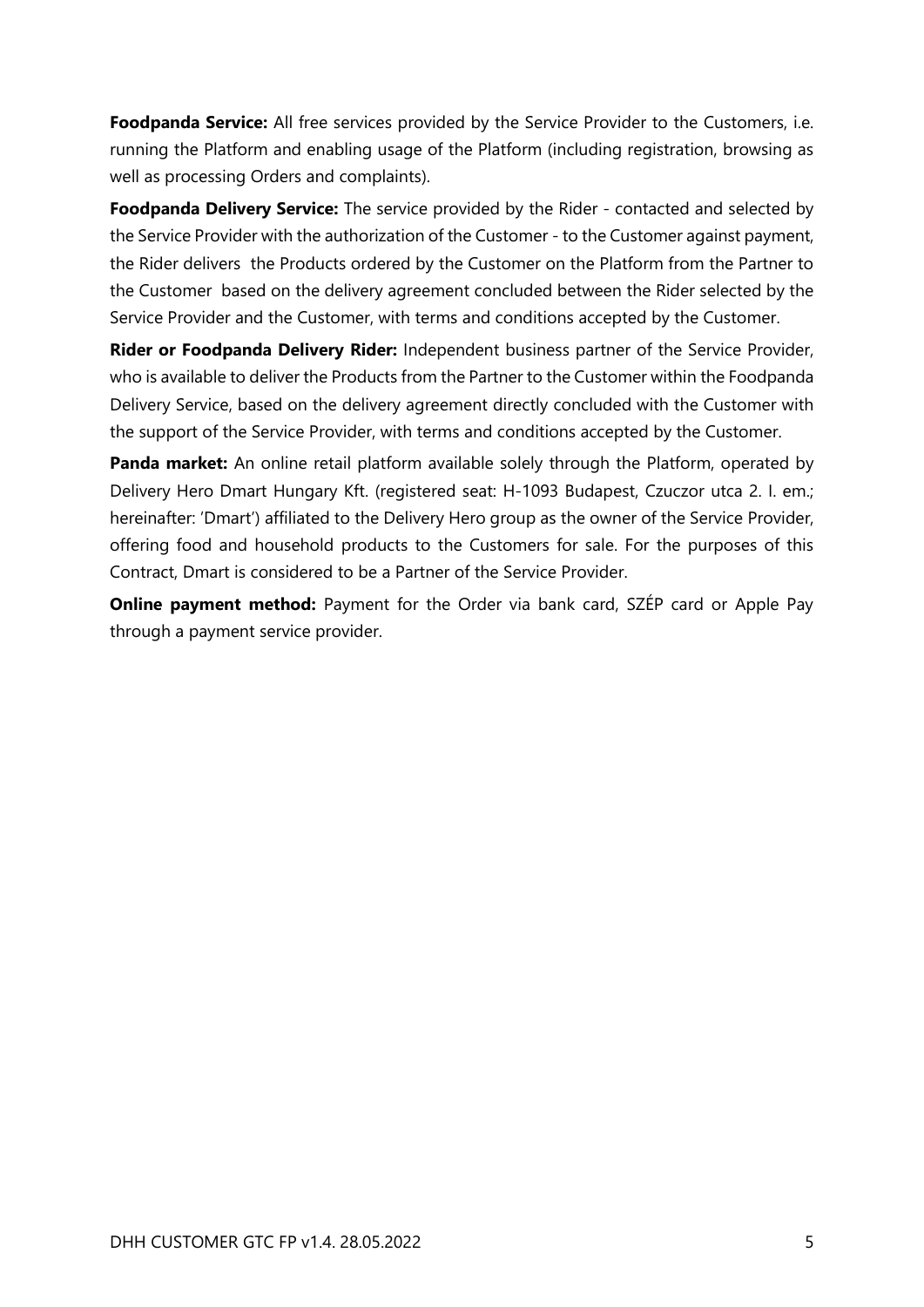**Foodpanda Service:** All free services provided by the Service Provider to the Customers, i.e. running the Platform and enabling usage of the Platform (including registration, browsing as well as processing Orders and complaints).

**Foodpanda Delivery Service:** The service provided by the Rider - contacted and selected by the Service Provider with the authorization of the Customer - to the Customer against payment, the Rider delivers the Products ordered by the Customer on the Platform from the Partner to the Customer based on the delivery agreement concluded between the Rider selected by the Service Provider and the Customer, with terms and conditions accepted by the Customer.

**Rider or Foodpanda Delivery Rider:** Independent business partner of the Service Provider, who is available to deliver the Products from the Partner to the Customer within the Foodpanda Delivery Service, based on the delivery agreement directly concluded with the Customer with the support of the Service Provider, with terms and conditions accepted by the Customer.

**Panda market:** An online retail platform available solely through the Platform, operated by Delivery Hero Dmart Hungary Kft. (registered seat: H-1093 Budapest, Czuczor utca 2. I. em.; hereinafter: 'Dmart') affiliated to the Delivery Hero group as the owner of the Service Provider, offering food and household products to the Customers for sale. For the purposes of this Contract, Dmart is considered to be a Partner of the Service Provider.

**Online payment method:** Payment for the Order via bank card, SZÉP card or Apple Pay through a payment service provider.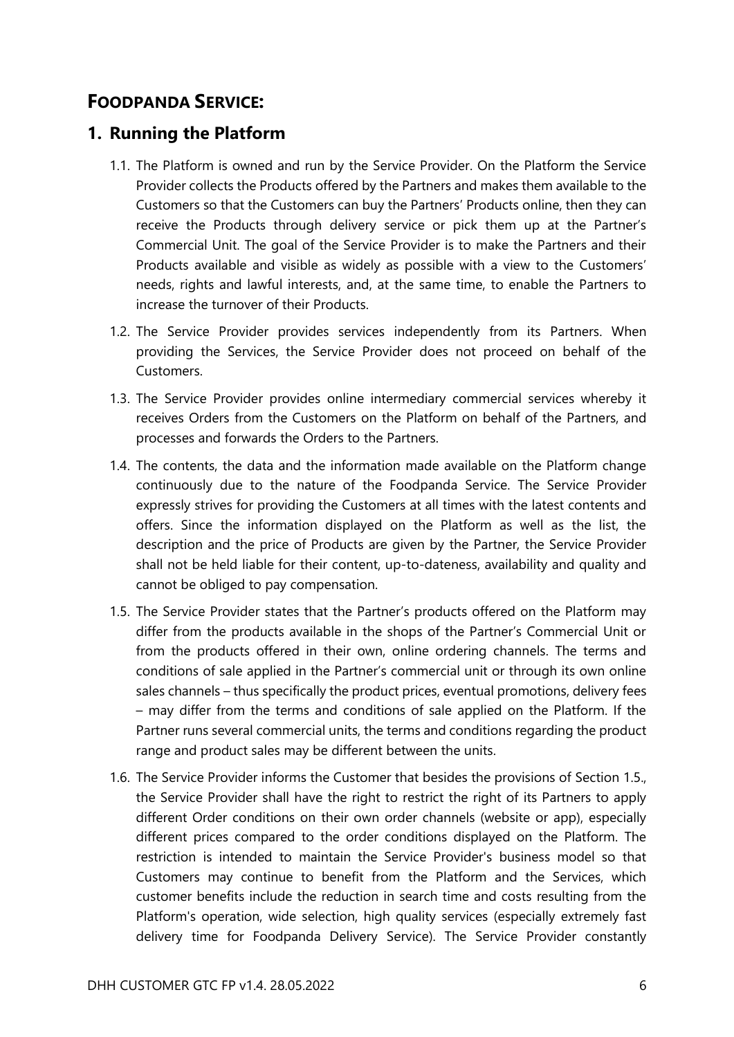## FOODPANDA SERVICE:

## 1. Running the Platform

1.1. The Platform is owned and run by the Service Provider. On the Platform the Service Provider collects the Products offered by the Partners and makes them available to the Customers so that the Customers can buy the Partners' Products online, then they can receive the Products through delivery service or pick them up at the Partner's Commercial Unit. The goal of the Service Provider is to make the Partners and their Products available and visible as widely as possible with a view to the Customers' needs, rights and lawful interests, and, at the same time, to enable the Partners to increase the turnover of their Products.

1.2. The Service Provider provides services independently from its Partners. When providing the Services, the Service Provider does not proceed on behalf of the Customers.

1.3. The Service Provider provides online intermediary commercial services whereby it receives Orders from the Customers on the Platform on behalf of the Partners, and processes and forwards the Orders to the Partners.

1.4. The contents, the data and the information made available on the Platform change continuously due to the nature of the Foodpanda Service. The Service Provider expressly strives for providing the Customers at all times with the latest contents and offers. Since the information displayed on the Platform as well as the list, the description and the price of Products are given by the Partner, the Service Provider shall not be held liable for their content, up-to-dateness, availability and quality and cannot be obliged to pay compensation.

1.5. The Service Provider states that the Partner's products offered on the Platform may differ from the products available in the shops of the Partner's Commercial Unit or from the products offered in their own, online ordering channels. The terms and conditions of sale applied in the Partner's commercial unit or through its own online sales channels – thus specifically the product prices, eventual promotions, delivery fees – may differ from the terms and conditions of sale applied on the Platform. If the Partner runs several commercial units, the terms and conditions regarding the product range and product sales may be different between the units.

1.6. The Service Provider informs the Customer that besides the provisions of Section 1.5., the Service Provider shall have the right to restrict the right of its Partners to apply different Order conditions on their own order channels (website or app), especially different prices compared to the order conditions displayed on the Platform. The restriction is intended to maintain the Service Provider's business model so that Customers may continue to benefit from the Platform and the Services, which customer benefits include the reduction in search time and costs resulting from the Platform's operation, wide selection, high quality services (especially extremely fast delivery time for Foodpanda Delivery Service). The Service Provider constantly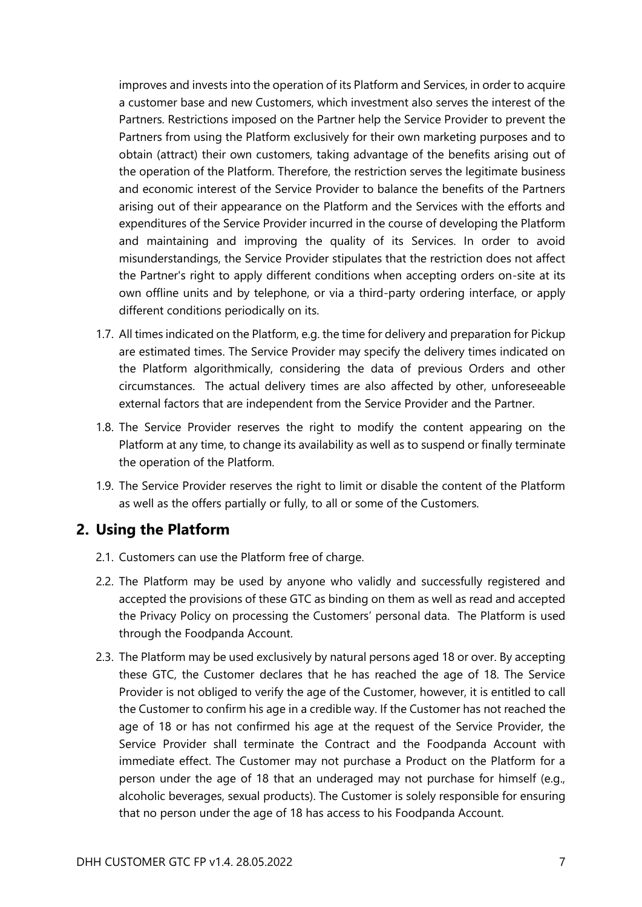improves and invests into the operation of its Platform and Services, in order to acquire a customer base and new Customers, which investment also serves the interest of the Partners. Restrictions imposed on the Partner help the Service Provider to prevent the Partners from using the Platform exclusively for their own marketing purposes and to obtain (attract) their own customers, taking advantage of the benefits arising out of the operation of the Platform. Therefore, the restriction serves the legitimate business and economic interest of the Service Provider to balance the benefits of the Partners arising out of their appearance on the Platform and the Services with the efforts and expenditures of the Service Provider incurred in the course of developing the Platform and maintaining and improving the quality of its Services. In order to avoid misunderstandings, the Service Provider stipulates that the restriction does not affect the Partner's right to apply different conditions when accepting orders on-site at its own offline units and by telephone, or via a third-party ordering interface, or apply different conditions periodically on its.

1.7. All times indicated on the Platform, e.g. the time for delivery and preparation for Pickup are estimated times. The Service Provider may specify the delivery times indicated on the Platform algorithmically, considering the data of previous Orders and other circumstances. The actual delivery times are also affected by other, unforeseeable external factors that are independent from the Service Provider and the Partner.

1.8. The Service Provider reserves the right to modify the content appearing on the Platform at any time, to change its availability as well as to suspend or finally terminate the operation of the Platform.

1.9. The Service Provider reserves the right to limit or disable the content of the Platform as well as the offers partially or fully, to all or some of the Customers.

## 2. Using the Platform

2.1. Customers can use the Platform free of charge.

2.2. The Platform may be used by anyone who validly and successfully registered and accepted the provisions of these GTC as binding on them as well as read and accepted the Privacy Policy on processing the Customers' personal data. The Platform is used through the Foodpanda Account.

2.3. The Platform may be used exclusively by natural persons aged 18 or over. By accepting these GTC, the Customer declares that he has reached the age of 18. The Service Provider is not obliged to verify the age of the Customer, however, it is entitled to call the Customer to confirm his age in a credible way. If the Customer has not reached the age of 18 or has not confirmed his age at the request of the Service Provider, the Service Provider shall terminate the Contract and the Foodpanda Account with immediate effect. The Customer may not purchase a Product on the Platform for a person under the age of 18 that an underaged may not purchase for himself (e.g., alcoholic beverages, sexual products). The Customer is solely responsible for ensuring that no person under the age of 18 has access to his Foodpanda Account.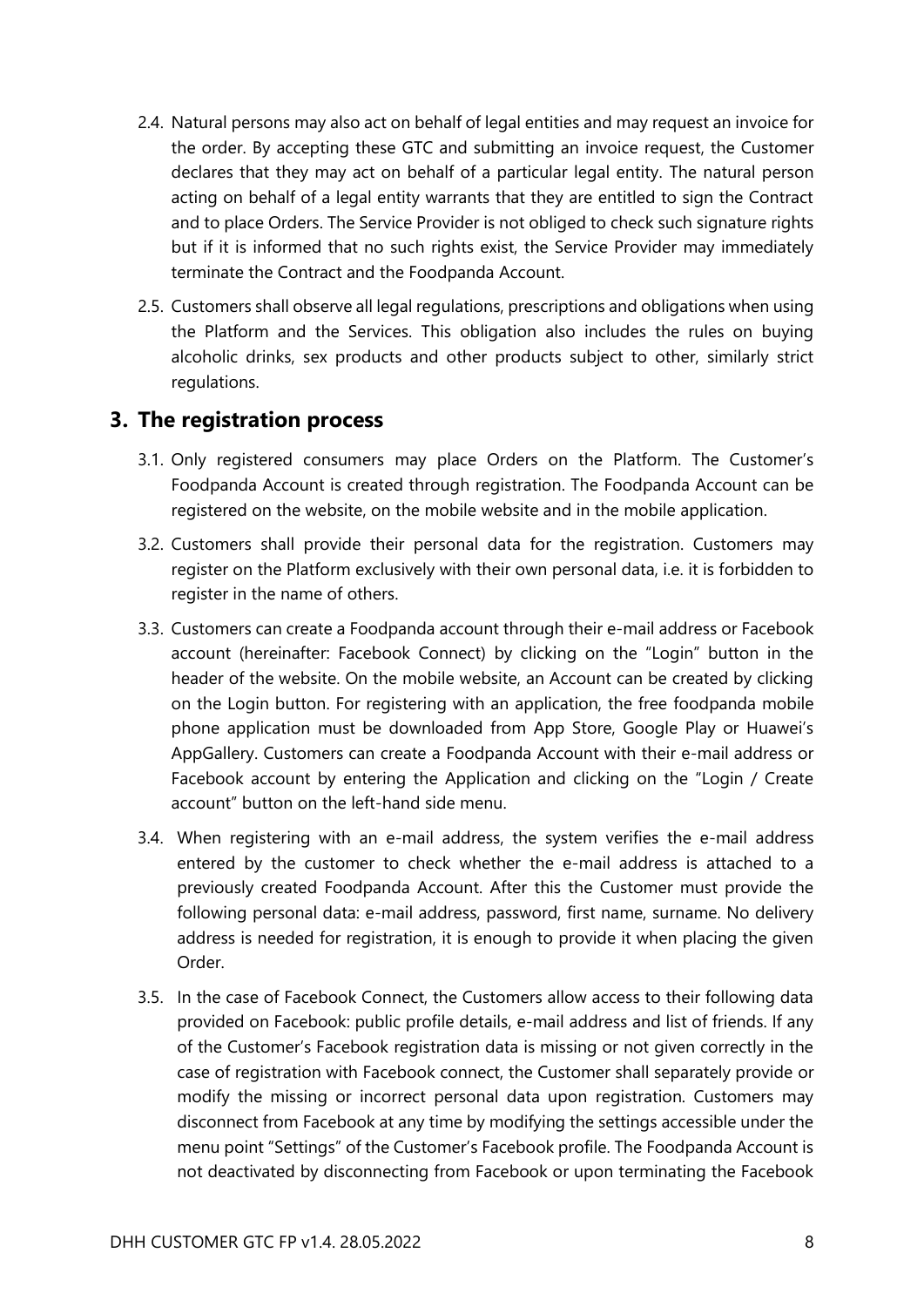2.4. Natural persons may also act on behalf of legal entities and may request an invoice for the order. By accepting these GTC and submitting an invoice request, the Customer declares that they may act on behalf of a particular legal entity. The natural person acting on behalf of a legal entity warrants that they are entitled to sign the Contract and to place Orders. The Service Provider is not obliged to check such signature rights but if it is informed that no such rights exist, the Service Provider may immediately terminate the Contract and the Foodpanda Account.

2.5. Customers shall observe all legal regulations, prescriptions and obligations when using the Platform and the Services. This obligation also includes the rules on buying alcoholic drinks, sex products and other products subject to other, similarly strict regulations.

## 3. The registration process

3.1. Only registered consumers may place Orders on the Platform. The Customer's Foodpanda Account is created through registration. The Foodpanda Account can be registered on the website, on the mobile website and in the mobile application.

3.2. Customers shall provide their personal data for the registration. Customers may register on the Platform exclusively with their own personal data, i.e. it is forbidden to register in the name of others.

3.3. Customers can create a Foodpanda account through their e-mail address or Facebook account (hereinafter: Facebook Connect) by clicking on the "Login" button in the header of the website. On the mobile website, an Account can be created by clicking on the Login button. For registering with an application, the free foodpanda mobile phone application must be downloaded from App Store, Google Play or Huawei's AppGallery. Customers can create a Foodpanda Account with their e-mail address or Facebook account by entering the Application and clicking on the "Login / Create account" button on the left-hand side menu.

3.4. When registering with an e-mail address, the system verifies the e-mail address entered by the customer to check whether the e-mail address is attached to a previously created Foodpanda Account. After this the Customer must provide the following personal data: e-mail address, password, first name, surname. No delivery address is needed for registration, it is enough to provide it when placing the given Order.

3.5. In the case of Facebook Connect, the Customers allow access to their following data provided on Facebook: public profile details, e-mail address and list of friends. If any of the Customer's Facebook registration data is missing or not given correctly in the case of registration with Facebook connect, the Customer shall separately provide or modify the missing or incorrect personal data upon registration. Customers may disconnect from Facebook at any time by modifying the settings accessible under the menu point "Settings" of the Customer's Facebook profile. The Foodpanda Account is not deactivated by disconnecting from Facebook or upon terminating the Facebook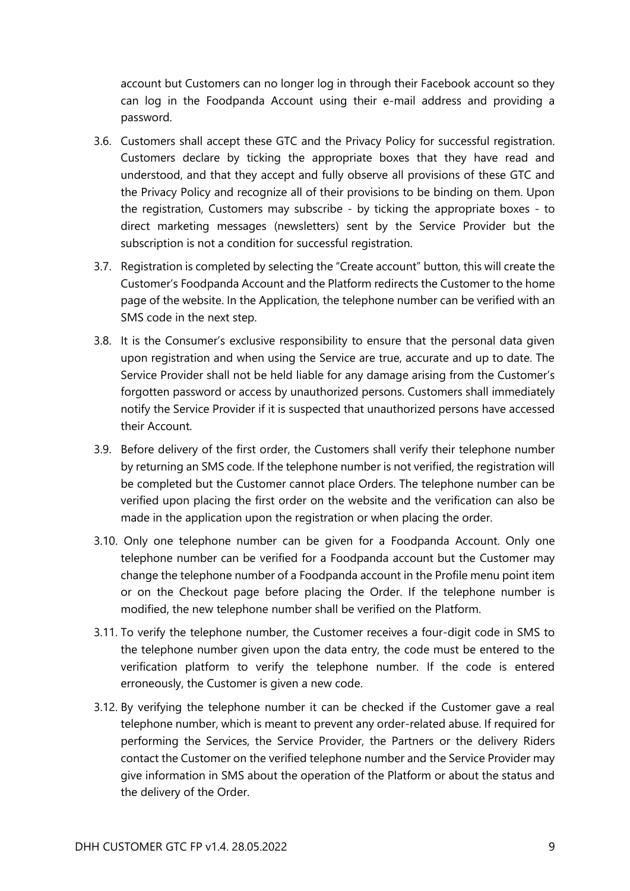account but Customers can no longer log in through their Facebook account so they can log in the Foodpanda Account using their e-mail address and providing a password.

3.6. Customers shall accept these GTC and the Privacy Policy for successful registration. Customers declare by ticking the appropriate boxes that they have read and understood, and that they accept and fully observe all provisions of these GTC and the Privacy Policy and recognize all of their provisions to be binding on them. Upon the registration, Customers may subscribe - by ticking the appropriate boxes - to direct marketing messages (newsletters) sent by the Service Provider but the subscription is not a condition for successful registration.

3.7. Registration is completed by selecting the "Create account" button, this will create the Customer's Foodpanda Account and the Platform redirects the Customer to the home page of the website. In the Application, the telephone number can be verified with an SMS code in the next step.

3.8. It is the Consumer's exclusive responsibility to ensure that the personal data given upon registration and when using the Service are true, accurate and up to date. The Service Provider shall not be held liable for any damage arising from the Customer's forgotten password or access by unauthorized persons. Customers shall immediately notify the Service Provider if it is suspected that unauthorized persons have accessed their Account.

3.9. Before delivery of the first order, the Customers shall verify their telephone number by returning an SMS code. If the telephone number is not verified, the registration will be completed but the Customer cannot place Orders. The telephone number can be verified upon placing the first order on the website and the verification can also be made in the application upon the registration or when placing the order.

3.10. Only one telephone number can be given for a Foodpanda Account. Only one telephone number can be verified for a Foodpanda account but the Customer may change the telephone number of a Foodpanda account in the Profile menu point item or on the Checkout page before placing the Order. If the telephone number is modified, the new telephone number shall be verified on the Platform.

3.11. To verify the telephone number, the Customer receives a four-digit code in SMS to the telephone number given upon the data entry, the code must be entered to the verification platform to verify the telephone number. If the code is entered erroneously, the Customer is given a new code.

3.12. By verifying the telephone number it can be checked if the Customer gave a real telephone number, which is meant to prevent any order-related abuse. If required for performing the Services, the Service Provider, the Partners or the delivery Riders contact the Customer on the verified telephone number and the Service Provider may give information in SMS about the operation of the Platform or about the status and the delivery of the Order.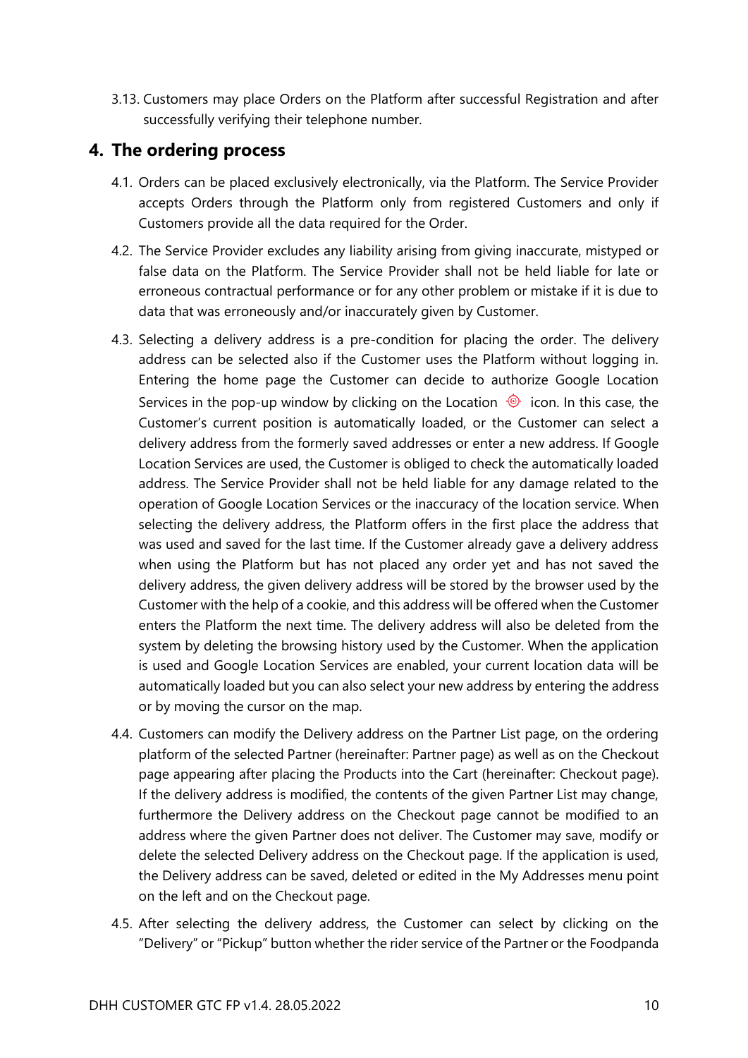3.13. Customers may place Orders on the Platform after successful Registration and after successfully verifying their telephone number.

## 4. The ordering process

4.1. Orders can be placed exclusively electronically, via the Platform. The Service Provider accepts Orders through the Platform only from registered Customers and only if Customers provide all the data required for the Order.

4.2. The Service Provider excludes any liability arising from giving inaccurate, mistyped or false data on the Platform. The Service Provider shall not be held liable for late or erroneous contractual performance or for any other problem or mistake if it is due to data that was erroneously and/or inaccurately given by Customer.

4.3. Selecting a delivery address is a pre-condition for placing the order. The delivery address can be selected also if the Customer uses the Platform without logging in. Entering the home page the Customer can decide to authorize Google Location Services in the pop-up window by clicking on the Location icon. In this case, the Customer's current position is automatically loaded, or the Customer can select a delivery address from the formerly saved addresses or enter a new address. If Google Location Services are used, the Customer is obliged to check the automatically loaded address. The Service Provider shall not be held liable for any damage related to the operation of Google Location Services or the inaccuracy of the location service. When selecting the delivery address, the Platform offers in the first place the address that was used and saved for the last time. If the Customer already gave a delivery address when using the Platform but has not placed any order yet and has not saved the delivery address, the given delivery address will be stored by the browser used by the Customer with the help of a cookie, and this address will be offered when the Customer enters the Platform the next time. The delivery address will also be deleted from the system by deleting the browsing history used by the Customer. When the application is used and Google Location Services are enabled, your current location data will be automatically loaded but you can also select your new address by entering the address or by moving the cursor on the map.

4.4. Customers can modify the Delivery address on the Partner List page, on the ordering platform of the selected Partner (hereinafter: Partner page) as well as on the Checkout page appearing after placing the Products into the Cart (hereinafter: Checkout page). If the delivery address is modified, the contents of the given Partner List may change, furthermore the Delivery address on the Checkout page cannot be modified to an address where the given Partner does not deliver. The Customer may save, modify or delete the selected Delivery address on the Checkout page. If the application is used, the Delivery address can be saved, deleted or edited in the My Addresses menu point on the left and on the Checkout page.

4.5. After selecting the delivery address, the Customer can select by clicking on the "Delivery" or "Pickup" button whether the rider service of the Partner or the Foodpanda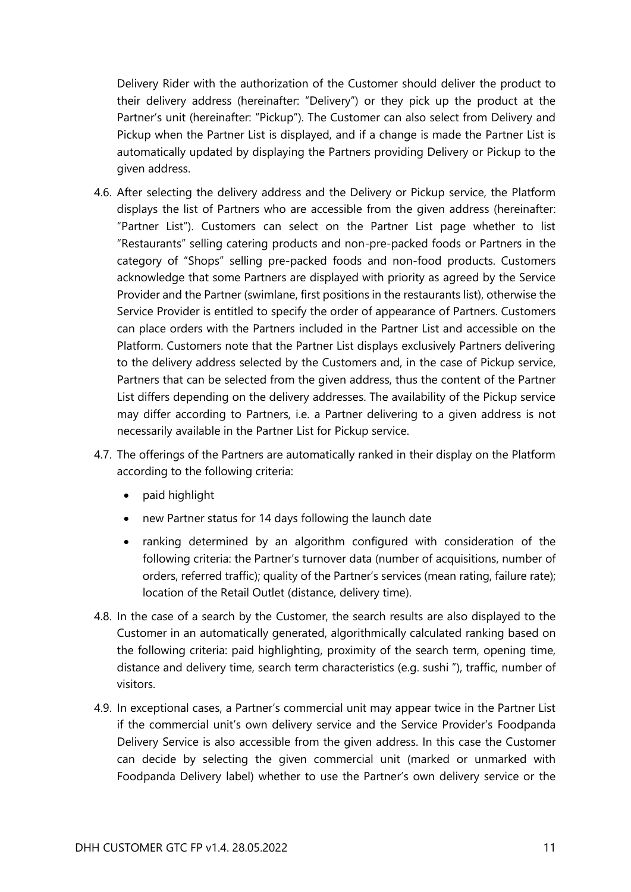Delivery Rider with the authorization of the Customer should deliver the product to their delivery address (hereinafter: "Delivery") or they pick up the product at the Partner's unit (hereinafter: "Pickup"). The Customer can also select from Delivery and Pickup when the Partner List is displayed, and if a change is made the Partner List is automatically updated by displaying the Partners providing Delivery or Pickup to the given address.

4.6. After selecting the delivery address and the Delivery or Pickup service, the Platform displays the list of Partners who are accessible from the given address (hereinafter: "Partner List"). Customers can select on the Partner List page whether to list "Restaurants" selling catering products and non-pre-packed foods or Partners in the category of "Shops" selling pre-packed foods and non-food products. Customers acknowledge that some Partners are displayed with priority as agreed by the Service Provider and the Partner (swimlane, first positions in the restaurants list), otherwise the Service Provider is entitled to specify the order of appearance of Partners. Customers can place orders with the Partners included in the Partner List and accessible on the Platform. Customers note that the Partner List displays exclusively Partners delivering to the delivery address selected by the Customers and, in the case of Pickup service, Partners that can be selected from the given address, thus the content of the Partner List differs depending on the delivery addresses. The availability of the Pickup service may differ according to Partners, i.e. a Partner delivering to a given address is not necessarily available in the Partner List for Pickup service.

4.7. The offerings of the Partners are automatically ranked in their display on the Platform according to the following criteria:

- paid highlight
- new Partner status for 14 days following the launch date
- ranking determined by an algorithm configured with consideration of the following criteria: the Partner's turnover data (number of acquisitions, number of orders, referred traffic); quality of the Partner's services (mean rating, failure rate); location of the Retail Outlet (distance, delivery time).

4.8. In the case of a search by the Customer, the search results are also displayed to the Customer in an automatically generated, algorithmically calculated ranking based on the following criteria: paid highlighting, proximity of the search term, opening time, distance and delivery time, search term characteristics (e.g. sushi "), traffic, number of visitors.

4.9. In exceptional cases, a Partner's commercial unit may appear twice in the Partner List if the commercial unit's own delivery service and the Service Provider's Foodpanda Delivery Service is also accessible from the given address. In this case the Customer can decide by selecting the given commercial unit (marked or unmarked with Foodpanda Delivery label) whether to use the Partner's own delivery service or the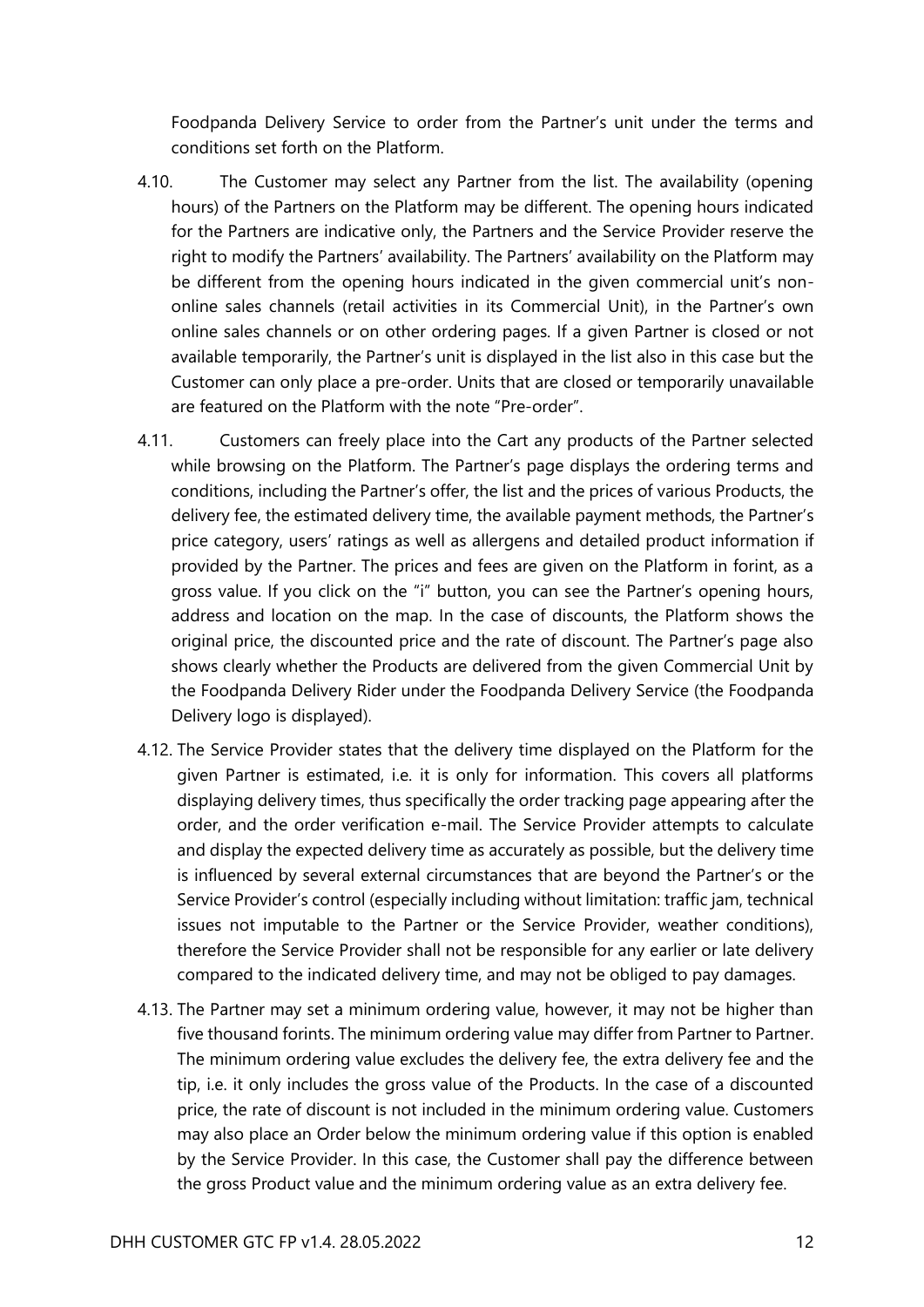Foodpanda Delivery Service to order from the Partner's unit under the terms and conditions set forth on the Platform.

4.10. The Customer may select any Partner from the list. The availability (opening hours) of the Partners on the Platform may be different. The opening hours indicated for the Partners are indicative only, the Partners and the Service Provider reserve the right to modify the Partners' availability. The Partners' availability on the Platform may be different from the opening hours indicated in the given commercial unit's non-online sales channels (retail activities in its Commercial Unit), in the Partner's own online sales channels or on other ordering pages. If a given Partner is closed or not available temporarily, the Partner's unit is displayed in the list also in this case but the Customer can only place a pre-order. Units that are closed or temporarily unavailable are featured on the Platform with the note "Pre-order".

4.11. Customers can freely place into the Cart any products of the Partner selected while browsing on the Platform. The Partner's page displays the ordering terms and conditions, including the Partner's offer, the list and the prices of various Products, the delivery fee, the estimated delivery time, the available payment methods, the Partner's price category, users' ratings as well as allergens and detailed product information if provided by the Partner. The prices and fees are given on the Platform in forint, as a gross value. If you click on the "i" button, you can see the Partner's opening hours, address and location on the map. In the case of discounts, the Platform shows the original price, the discounted price and the rate of discount. The Partner's page also shows clearly whether the Products are delivered from the given Commercial Unit by the Foodpanda Delivery Rider under the Foodpanda Delivery Service (the Foodpanda Delivery logo is displayed).

4.12. The Service Provider states that the delivery time displayed on the Platform for the given Partner is estimated, i.e. it is only for information. This covers all platforms displaying delivery times, thus specifically the order tracking page appearing after the order, and the order verification e-mail. The Service Provider attempts to calculate and display the expected delivery time as accurately as possible, but the delivery time is influenced by several external circumstances that are beyond the Partner's or the Service Provider's control (especially including without limitation: traffic jam, technical issues not imputable to the Partner or the Service Provider, weather conditions), therefore the Service Provider shall not be responsible for any earlier or late delivery compared to the indicated delivery time, and may not be obliged to pay damages.

4.13. The Partner may set a minimum ordering value, however, it may not be higher than five thousand forints. The minimum ordering value may differ from Partner to Partner. The minimum ordering value excludes the delivery fee, the extra delivery fee and the tip, i.e. it only includes the gross value of the Products. In the case of a discounted price, the rate of discount is not included in the minimum ordering value. Customers may also place an Order below the minimum ordering value if this option is enabled by the Service Provider. In this case, the Customer shall pay the difference between the gross Product value and the minimum ordering value as an extra delivery fee.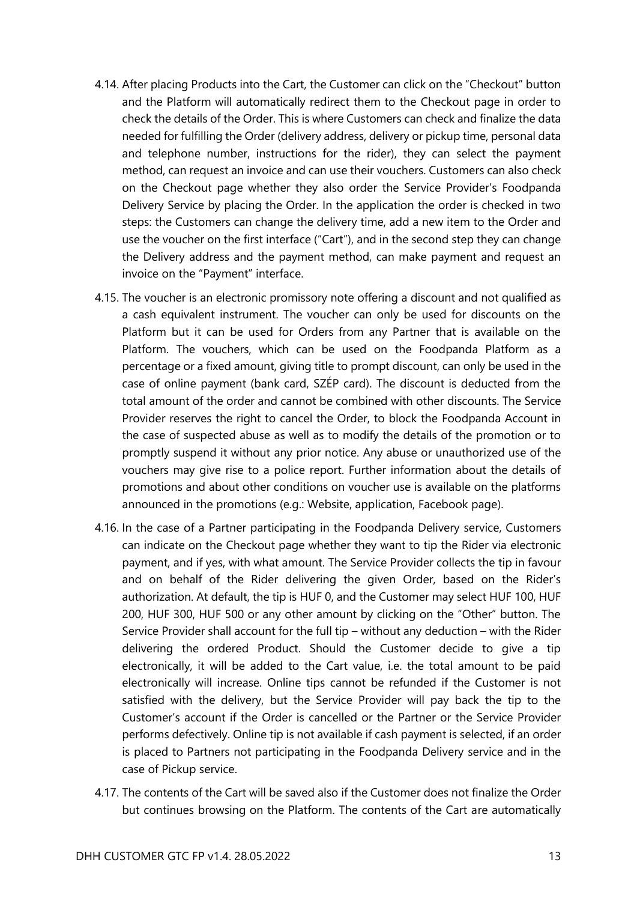4.14. After placing Products into the Cart, the Customer can click on the "Checkout" button and the Platform will automatically redirect them to the Checkout page in order to check the details of the Order. This is where Customers can check and finalize the data needed for fulfilling the Order (delivery address, delivery or pickup time, personal data and telephone number, instructions for the rider), they can select the payment method, can request an invoice and can use their vouchers. Customers can also check on the Checkout page whether they also order the Service Provider's Foodpanda Delivery Service by placing the Order. In the application the order is checked in two steps: the Customers can change the delivery time, add a new item to the Order and use the voucher on the first interface ("Cart"), and in the second step they can change the Delivery address and the payment method, can make payment and request an invoice on the "Payment" interface.

4.15. The voucher is an electronic promissory note offering a discount and not qualified as a cash equivalent instrument. The voucher can only be used for discounts on the Platform but it can be used for Orders from any Partner that is available on the Platform. The vouchers, which can be used on the Foodpanda Platform as a percentage or a fixed amount, giving title to prompt discount, can only be used in the case of online payment (bank card, SZÉP card). The discount is deducted from the total amount of the order and cannot be combined with other discounts. The Service Provider reserves the right to cancel the Order, to block the Foodpanda Account in the case of suspected abuse as well as to modify the details of the promotion or to promptly suspend it without any prior notice. Any abuse or unauthorized use of the vouchers may give rise to a police report. Further information about the details of promotions and about other conditions on voucher use is available on the platforms announced in the promotions (e.g.: Website, application, Facebook page).

4.16. In the case of a Partner participating in the Foodpanda Delivery service, Customers can indicate on the Checkout page whether they want to tip the Rider via electronic payment, and if yes, with what amount. The Service Provider collects the tip in favour and on behalf of the Rider delivering the given Order, based on the Rider's authorization. At default, the tip is HUF 0, and the Customer may select HUF 100, HUF 200, HUF 300, HUF 500 or any other amount by clicking on the "Other" button. The Service Provider shall account for the full tip – without any deduction – with the Rider delivering the ordered Product. Should the Customer decide to give a tip electronically, it will be added to the Cart value, i.e. the total amount to be paid electronically will increase. Online tips cannot be refunded if the Customer is not satisfied with the delivery, but the Service Provider will pay back the tip to the Customer's account if the Order is cancelled or the Partner or the Service Provider performs defectively. Online tip is not available if cash payment is selected, if an order is placed to Partners not participating in the Foodpanda Delivery service and in the case of Pickup service.

4.17. The contents of the Cart will be saved also if the Customer does not finalize the Order but continues browsing on the Platform. The contents of the Cart are automatically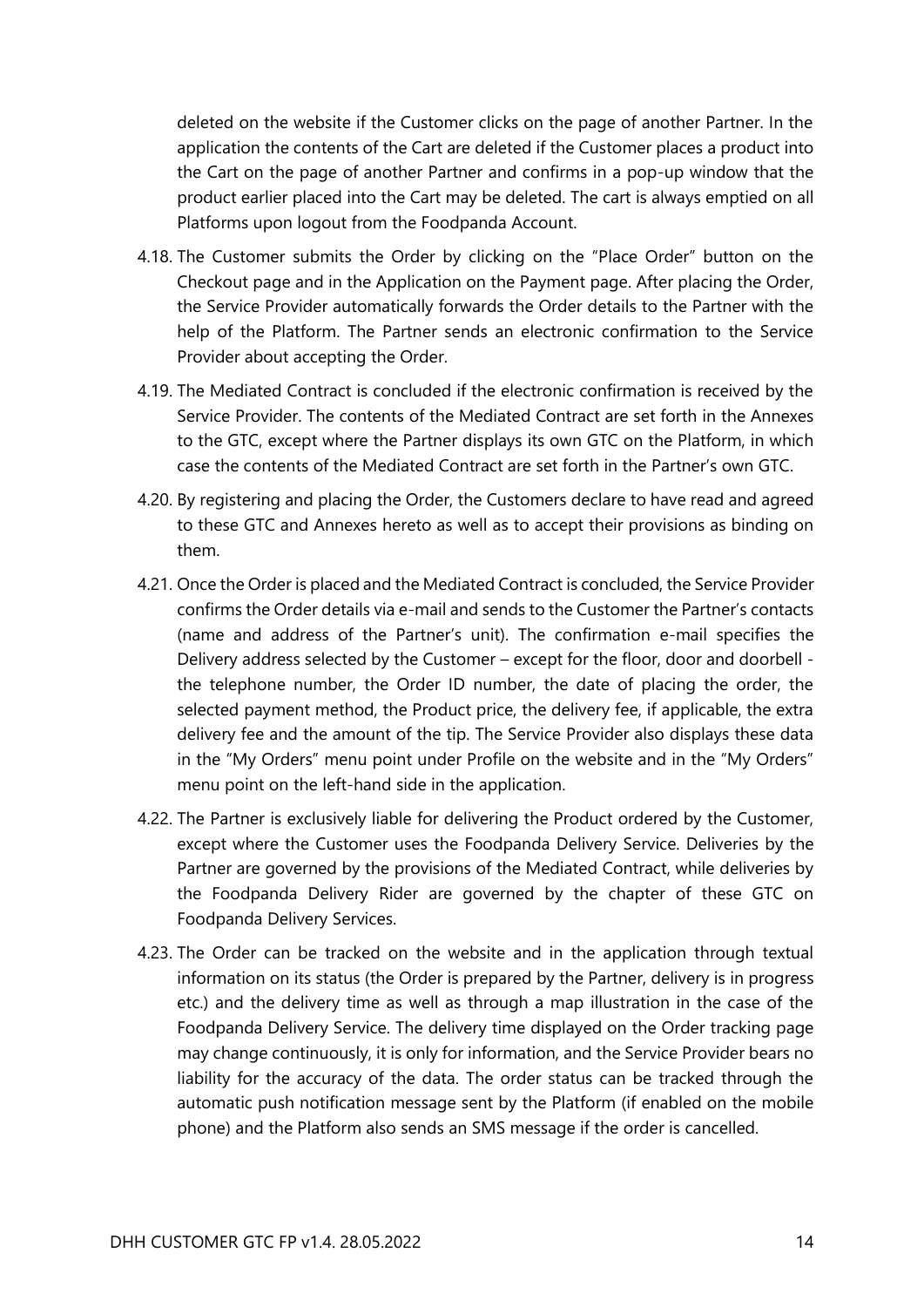deleted on the website if the Customer clicks on the page of another Partner. In the application the contents of the Cart are deleted if the Customer places a product into the Cart on the page of another Partner and confirms in a pop-up window that the product earlier placed into the Cart may be deleted. The cart is always emptied on all Platforms upon logout from the Foodpanda Account.

4.18. The Customer submits the Order by clicking on the "Place Order" button on the Checkout page and in the Application on the Payment page. After placing the Order, the Service Provider automatically forwards the Order details to the Partner with the help of the Platform. The Partner sends an electronic confirmation to the Service Provider about accepting the Order.

4.19. The Mediated Contract is concluded if the electronic confirmation is received by the Service Provider. The contents of the Mediated Contract are set forth in the Annexes to the GTC, except where the Partner displays its own GTC on the Platform, in which case the contents of the Mediated Contract are set forth in the Partner's own GTC.

4.20. By registering and placing the Order, the Customers declare to have read and agreed to these GTC and Annexes hereto as well as to accept their provisions as binding on them.

4.21. Once the Order is placed and the Mediated Contract is concluded, the Service Provider confirms the Order details via e-mail and sends to the Customer the Partner's contacts (name and address of the Partner's unit). The confirmation e-mail specifies the Delivery address selected by the Customer – except for the floor, door and doorbell - the telephone number, the Order ID number, the date of placing the order, the selected payment method, the Product price, the delivery fee, if applicable, the extra delivery fee and the amount of the tip. The Service Provider also displays these data in the "My Orders" menu point under Profile on the website and in the "My Orders" menu point on the left-hand side in the application.

4.22. The Partner is exclusively liable for delivering the Product ordered by the Customer, except where the Customer uses the Foodpanda Delivery Service. Deliveries by the Partner are governed by the provisions of the Mediated Contract, while deliveries by the Foodpanda Delivery Rider are governed by the chapter of these GTC on Foodpanda Delivery Services.

4.23. The Order can be tracked on the website and in the application through textual information on its status (the Order is prepared by the Partner, delivery is in progress etc.) and the delivery time as well as through a map illustration in the case of the Foodpanda Delivery Service. The delivery time displayed on the Order tracking page may change continuously, it is only for information, and the Service Provider bears no liability for the accuracy of the data. The order status can be tracked through the automatic push notification message sent by the Platform (if enabled on the mobile phone) and the Platform also sends an SMS message if the order is cancelled.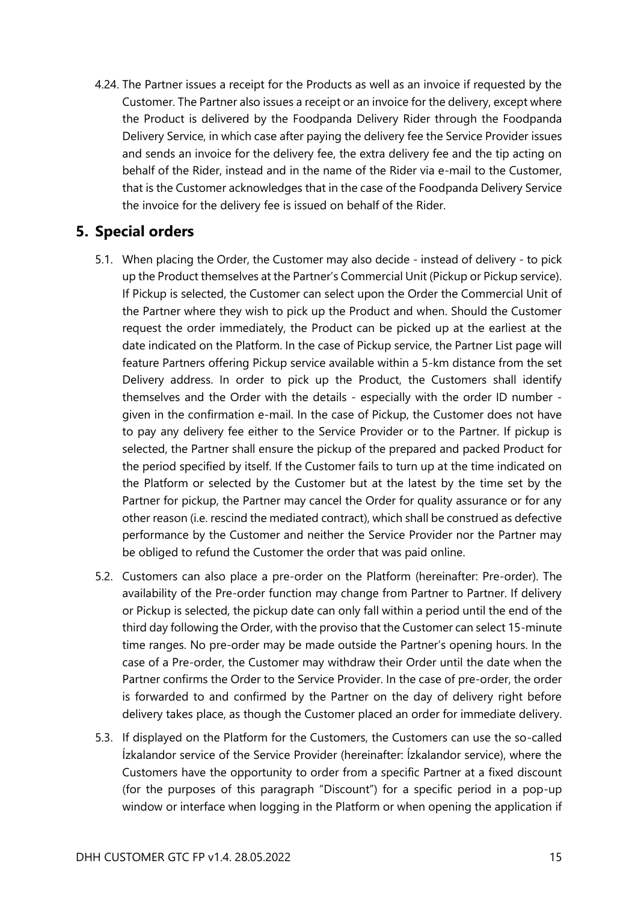4.24. The Partner issues a receipt for the Products as well as an invoice if requested by the Customer. The Partner also issues a receipt or an invoice for the delivery, except where the Product is delivered by the Foodpanda Delivery Rider through the Foodpanda Delivery Service, in which case after paying the delivery fee the Service Provider issues and sends an invoice for the delivery fee, the extra delivery fee and the tip acting on behalf of the Rider, instead and in the name of the Rider via e-mail to the Customer, that is the Customer acknowledges that in the case of the Foodpanda Delivery Service the invoice for the delivery fee is issued on behalf of the Rider.

## 5. Special orders

5.1. When placing the Order, the Customer may also decide - instead of delivery - to pick up the Product themselves at the Partner's Commercial Unit (Pickup or Pickup service). If Pickup is selected, the Customer can select upon the Order the Commercial Unit of the Partner where they wish to pick up the Product and when. Should the Customer request the order immediately, the Product can be picked up at the earliest at the date indicated on the Platform. In the case of Pickup service, the Partner List page will feature Partners offering Pickup service available within a 5-km distance from the set Delivery address. In order to pick up the Product, the Customers shall identify themselves and the Order with the details - especially with the order ID number - given in the confirmation e-mail. In the case of Pickup, the Customer does not have to pay any delivery fee either to the Service Provider or to the Partner. If pickup is selected, the Partner shall ensure the pickup of the prepared and packed Product for the period specified by itself. If the Customer fails to turn up at the time indicated on the Platform or selected by the Customer but at the latest by the time set by the Partner for pickup, the Partner may cancel the Order for quality assurance or for any other reason (i.e. rescind the mediated contract), which shall be construed as defective performance by the Customer and neither the Service Provider nor the Partner may be obliged to refund the Customer the order that was paid online.

5.2. Customers can also place a pre-order on the Platform (hereinafter: Pre-order). The availability of the Pre-order function may change from Partner to Partner. If delivery or Pickup is selected, the pickup date can only fall within a period until the end of the third day following the Order, with the proviso that the Customer can select 15-minute time ranges. No pre-order may be made outside the Partner's opening hours. In the case of a Pre-order, the Customer may withdraw their Order until the date when the Partner confirms the Order to the Service Provider. In the case of pre-order, the order is forwarded to and confirmed by the Partner on the day of delivery right before delivery takes place, as though the Customer placed an order for immediate delivery.

5.3. If displayed on the Platform for the Customers, the Customers can use the so-called Ízkalandor service of the Service Provider (hereinafter: Ízkalandor service), where the Customers have the opportunity to order from a specific Partner at a fixed discount (for the purposes of this paragraph "Discount") for a specific period in a pop-up window or interface when logging in the Platform or when opening the application if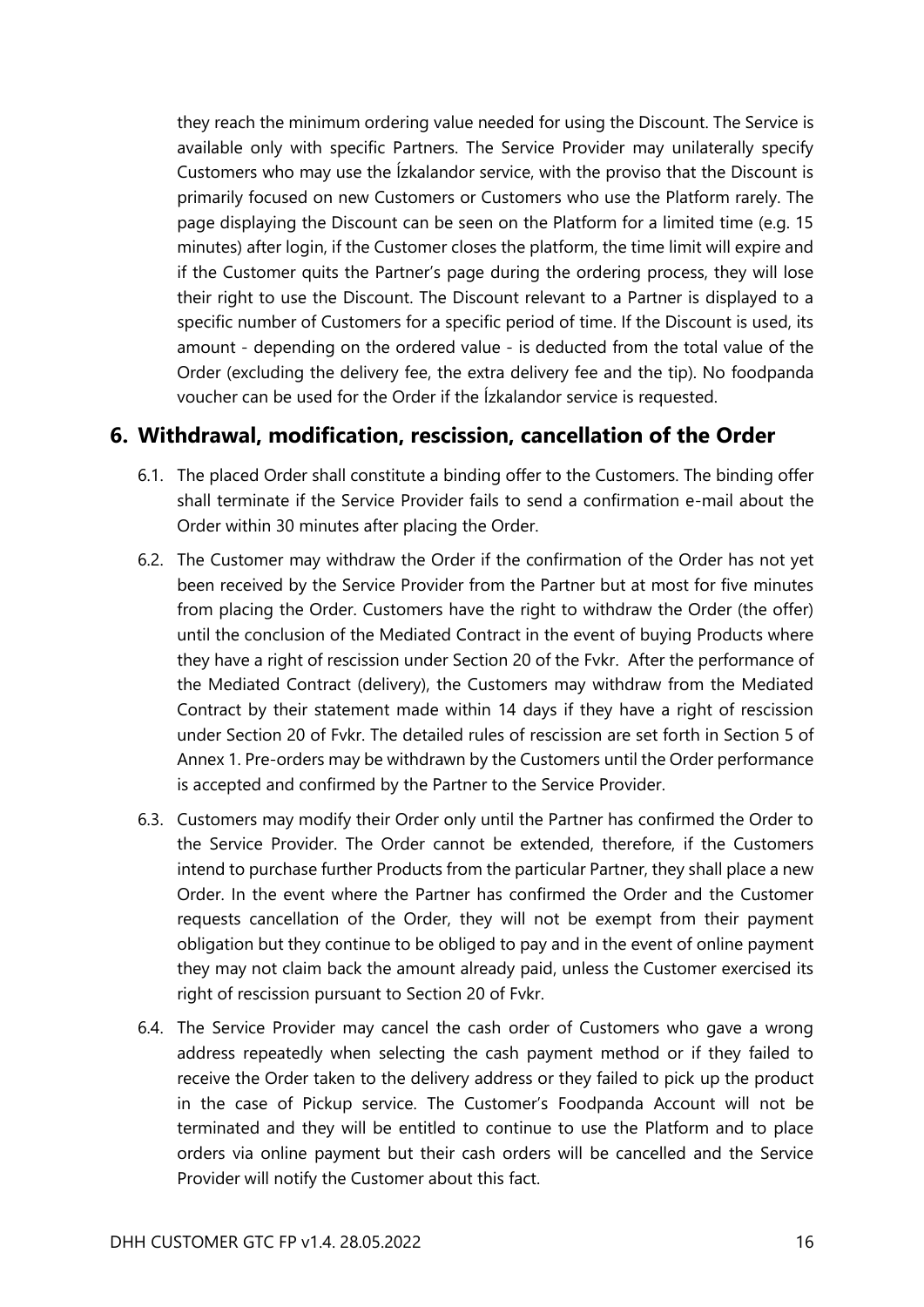they reach the minimum ordering value needed for using the Discount. The Service is available only with specific Partners. The Service Provider may unilaterally specify Customers who may use the Ízkalandor service, with the proviso that the Discount is primarily focused on new Customers or Customers who use the Platform rarely. The page displaying the Discount can be seen on the Platform for a limited time (e.g. 15 minutes) after login, if the Customer closes the platform, the time limit will expire and if the Customer quits the Partner's page during the ordering process, they will lose their right to use the Discount. The Discount relevant to a Partner is displayed to a specific number of Customers for a specific period of time. If the Discount is used, its amount - depending on the ordered value - is deducted from the total value of the Order (excluding the delivery fee, the extra delivery fee and the tip). No foodpanda voucher can be used for the Order if the Ízkalandor service is requested.

## 6. Withdrawal, modification, rescission, cancellation of the Order

6.1. The placed Order shall constitute a binding offer to the Customers. The binding offer shall terminate if the Service Provider fails to send a confirmation e-mail about the Order within 30 minutes after placing the Order.

6.2. The Customer may withdraw the Order if the confirmation of the Order has not yet been received by the Service Provider from the Partner but at most for five minutes from placing the Order. Customers have the right to withdraw the Order (the offer) until the conclusion of the Mediated Contract in the event of buying Products where they have a right of rescission under Section 20 of the Fvkr. After the performance of the Mediated Contract (delivery), the Customers may withdraw from the Mediated Contract by their statement made within 14 days if they have a right of rescission under Section 20 of Fvkr. The detailed rules of rescission are set forth in Section 5 of Annex 1. Pre-orders may be withdrawn by the Customers until the Order performance is accepted and confirmed by the Partner to the Service Provider.

6.3. Customers may modify their Order only until the Partner has confirmed the Order to the Service Provider. The Order cannot be extended, therefore, if the Customers intend to purchase further Products from the particular Partner, they shall place a new Order. In the event where the Partner has confirmed the Order and the Customer requests cancellation of the Order, they will not be exempt from their payment obligation but they continue to be obliged to pay and in the event of online payment they may not claim back the amount already paid, unless the Customer exercised its right of rescission pursuant to Section 20 of Fvkr.

6.4. The Service Provider may cancel the cash order of Customers who gave a wrong address repeatedly when selecting the cash payment method or if they failed to receive the Order taken to the delivery address or they failed to pick up the product in the case of Pickup service. The Customer's Foodpanda Account will not be terminated and they will be entitled to continue to use the Platform and to place orders via online payment but their cash orders will be cancelled and the Service Provider will notify the Customer about this fact.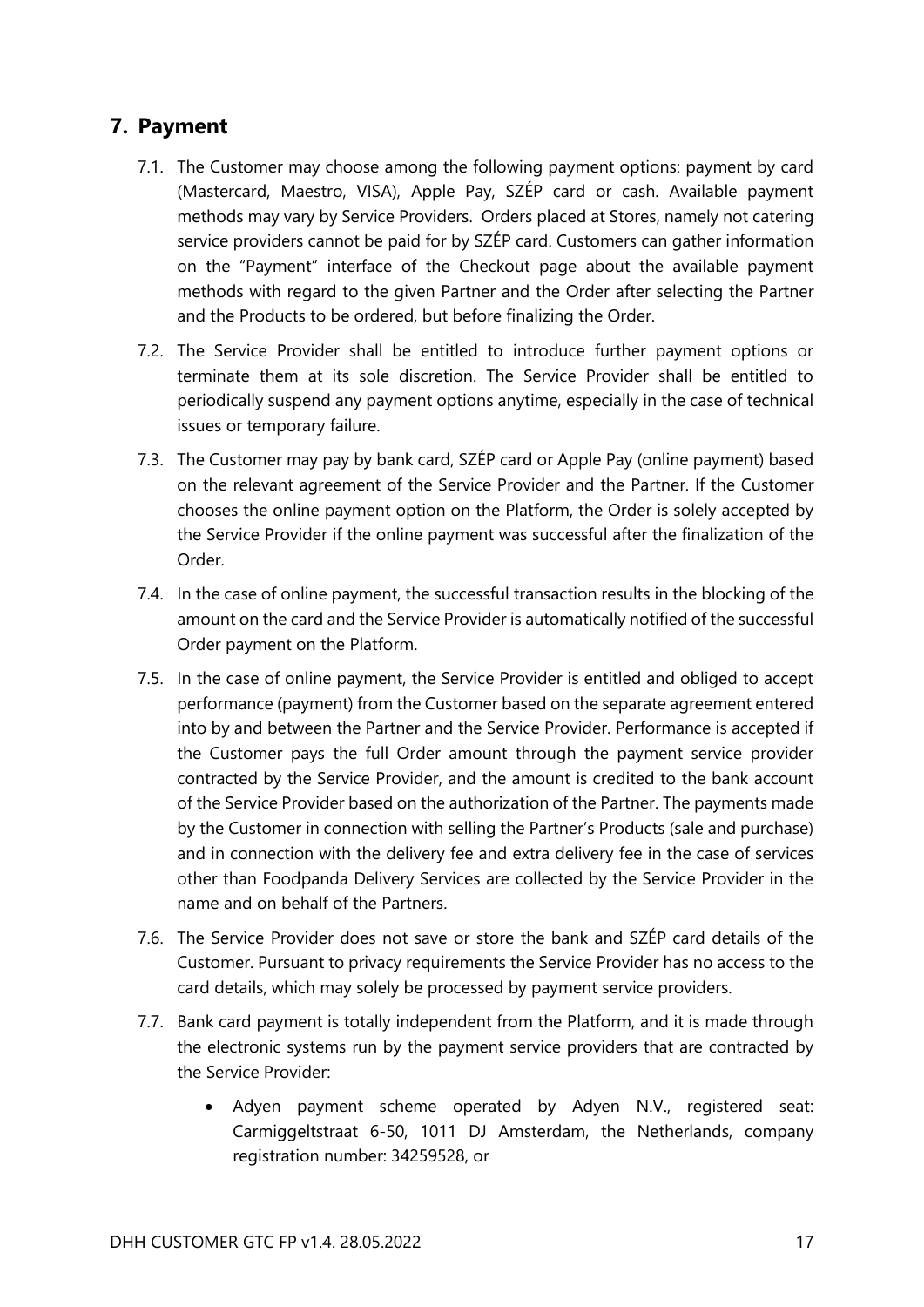## 7. Payment

7.1. The Customer may choose among the following payment options: payment by card (Mastercard, Maestro, VISA), Apple Pay, SZÉP card or cash. Available payment methods may vary by Service Providers. Orders placed at Stores, namely not catering service providers cannot be paid for by SZÉP card. Customers can gather information on the "Payment" interface of the Checkout page about the available payment methods with regard to the given Partner and the Order after selecting the Partner and the Products to be ordered, but before finalizing the Order.

7.2. The Service Provider shall be entitled to introduce further payment options or terminate them at its sole discretion. The Service Provider shall be entitled to periodically suspend any payment options anytime, especially in the case of technical issues or temporary failure.

7.3. The Customer may pay by bank card, SZÉP card or Apple Pay (online payment) based on the relevant agreement of the Service Provider and the Partner. If the Customer chooses the online payment option on the Platform, the Order is solely accepted by the Service Provider if the online payment was successful after the finalization of the Order.

7.4. In the case of online payment, the successful transaction results in the blocking of the amount on the card and the Service Provider is automatically notified of the successful Order payment on the Platform.

7.5. In the case of online payment, the Service Provider is entitled and obliged to accept performance (payment) from the Customer based on the separate agreement entered into by and between the Partner and the Service Provider. Performance is accepted if the Customer pays the full Order amount through the payment service provider contracted by the Service Provider, and the amount is credited to the bank account of the Service Provider based on the authorization of the Partner. The payments made by the Customer in connection with selling the Partner's Products (sale and purchase) and in connection with the delivery fee and extra delivery fee in the case of services other than Foodpanda Delivery Services are collected by the Service Provider in the name and on behalf of the Partners.

7.6. The Service Provider does not save or store the bank and SZÉP card details of the Customer. Pursuant to privacy requirements the Service Provider has no access to the card details, which may solely be processed by payment service providers.

7.7. Bank card payment is totally independent from the Platform, and it is made through the electronic systems run by the payment service providers that are contracted by the Service Provider:

- Adyen payment scheme operated by Adyen N.V., registered seat: Carmiggeltstraat 6-50, 1011 DJ Amsterdam, the Netherlands, company registration number: 34259528, or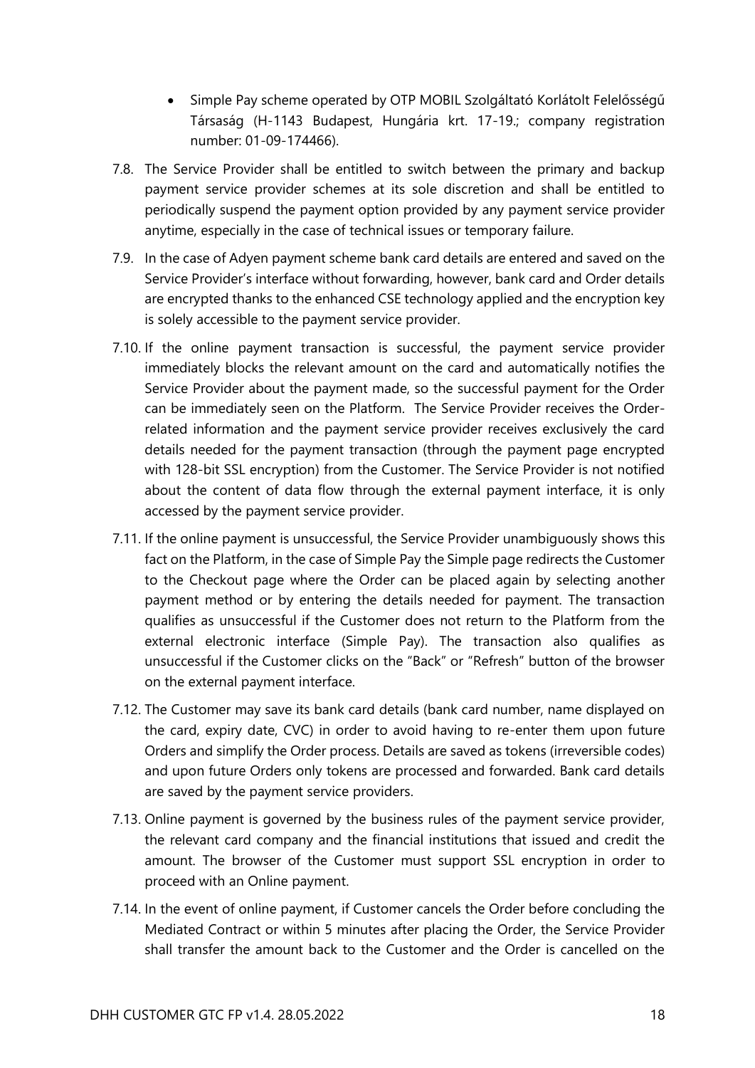- Simple Pay scheme operated by OTP MOBIL Szolgáltató Korlátolt Felelősségű Társaság (H-1143 Budapest, Hungária krt. 17-19.; company registration number: 01-09-174466).

7.8. The Service Provider shall be entitled to switch between the primary and backup payment service provider schemes at its sole discretion and shall be entitled to periodically suspend the payment option provided by any payment service provider anytime, especially in the case of technical issues or temporary failure.

7.9. In the case of Adyen payment scheme bank card details are entered and saved on the Service Provider's interface without forwarding, however, bank card and Order details are encrypted thanks to the enhanced CSE technology applied and the encryption key is solely accessible to the payment service provider.

7.10. If the online payment transaction is successful, the payment service provider immediately blocks the relevant amount on the card and automatically notifies the Service Provider about the payment made, so the successful payment for the Order can be immediately seen on the Platform. The Service Provider receives the Order-related information and the payment service provider receives exclusively the card details needed for the payment transaction (through the payment page encrypted with 128-bit SSL encryption) from the Customer. The Service Provider is not notified about the content of data flow through the external payment interface, it is only accessed by the payment service provider.

7.11. If the online payment is unsuccessful, the Service Provider unambiguously shows this fact on the Platform, in the case of Simple Pay the Simple page redirects the Customer to the Checkout page where the Order can be placed again by selecting another payment method or by entering the details needed for payment. The transaction qualifies as unsuccessful if the Customer does not return to the Platform from the external electronic interface (Simple Pay). The transaction also qualifies as unsuccessful if the Customer clicks on the "Back" or "Refresh" button of the browser on the external payment interface.

7.12. The Customer may save its bank card details (bank card number, name displayed on the card, expiry date, CVC) in order to avoid having to re-enter them upon future Orders and simplify the Order process. Details are saved as tokens (irreversible codes) and upon future Orders only tokens are processed and forwarded. Bank card details are saved by the payment service providers.

7.13. Online payment is governed by the business rules of the payment service provider, the relevant card company and the financial institutions that issued and credit the amount. The browser of the Customer must support SSL encryption in order to proceed with an Online payment.

7.14. In the event of online payment, if Customer cancels the Order before concluding the Mediated Contract or within 5 minutes after placing the Order, the Service Provider shall transfer the amount back to the Customer and the Order is cancelled on the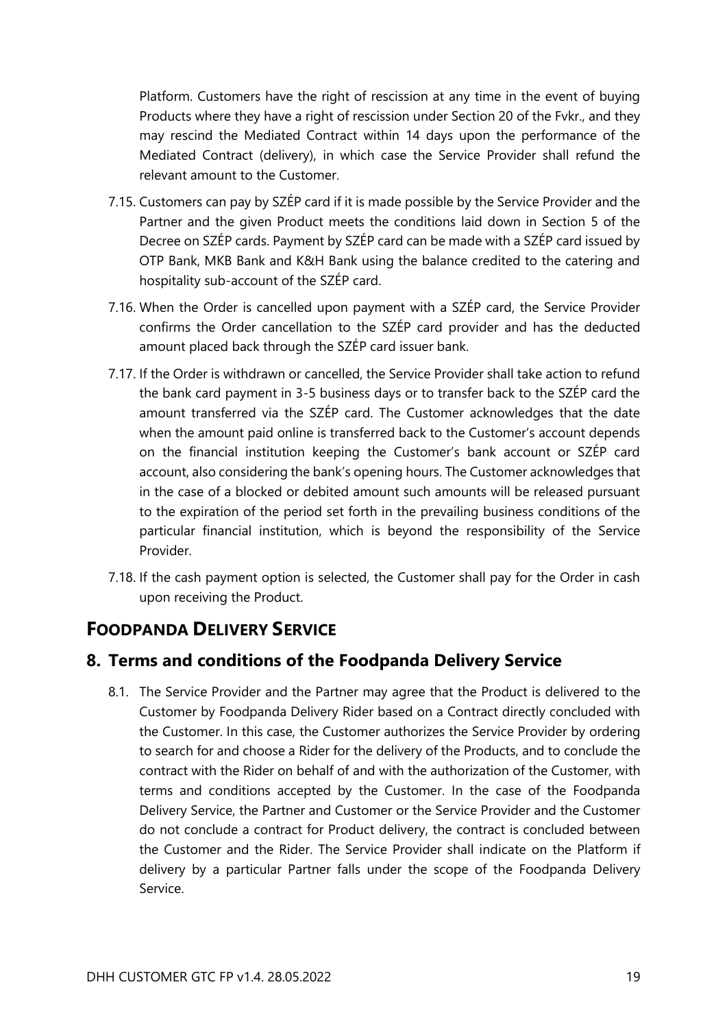Platform. Customers have the right of rescission at any time in the event of buying Products where they have a right of rescission under Section 20 of the Fvkr., and they may rescind the Mediated Contract within 14 days upon the performance of the Mediated Contract (delivery), in which case the Service Provider shall refund the relevant amount to the Customer.

7.15. Customers can pay by SZÉP card if it is made possible by the Service Provider and the Partner and the given Product meets the conditions laid down in Section 5 of the Decree on SZÉP cards. Payment by SZÉP card can be made with a SZÉP card issued by OTP Bank, MKB Bank and K&H Bank using the balance credited to the catering and hospitality sub-account of the SZÉP card.

7.16. When the Order is cancelled upon payment with a SZÉP card, the Service Provider confirms the Order cancellation to the SZÉP card provider and has the deducted amount placed back through the SZÉP card issuer bank.

7.17. If the Order is withdrawn or cancelled, the Service Provider shall take action to refund the bank card payment in 3-5 business days or to transfer back to the SZÉP card the amount transferred via the SZÉP card. The Customer acknowledges that the date when the amount paid online is transferred back to the Customer's account depends on the financial institution keeping the Customer's bank account or SZÉP card account, also considering the bank's opening hours. The Customer acknowledges that in the case of a blocked or debited amount such amounts will be released pursuant to the expiration of the period set forth in the prevailing business conditions of the particular financial institution, which is beyond the responsibility of the Service Provider.

7.18. If the cash payment option is selected, the Customer shall pay for the Order in cash upon receiving the Product.

# FOODPANDA DELIVERY SERVICE

## 8. Terms and conditions of the Foodpanda Delivery Service

8.1. The Service Provider and the Partner may agree that the Product is delivered to the Customer by Foodpanda Delivery Rider based on a Contract directly concluded with the Customer. In this case, the Customer authorizes the Service Provider by ordering to search for and choose a Rider for the delivery of the Products, and to conclude the contract with the Rider on behalf of and with the authorization of the Customer, with terms and conditions accepted by the Customer. In the case of the Foodpanda Delivery Service, the Partner and Customer or the Service Provider and the Customer do not conclude a contract for Product delivery, the contract is concluded between the Customer and the Rider. The Service Provider shall indicate on the Platform if delivery by a particular Partner falls under the scope of the Foodpanda Delivery Service.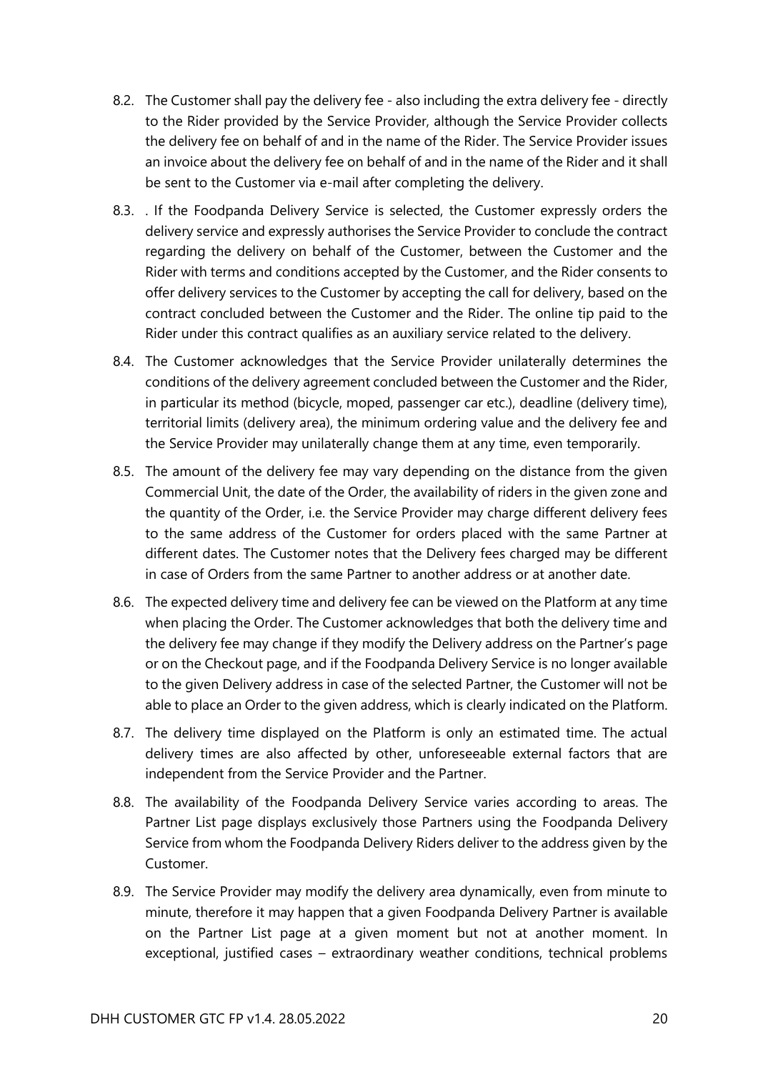8.2. The Customer shall pay the delivery fee - also including the extra delivery fee - directly to the Rider provided by the Service Provider, although the Service Provider collects the delivery fee on behalf of and in the name of the Rider. The Service Provider issues an invoice about the delivery fee on behalf of and in the name of the Rider and it shall be sent to the Customer via e-mail after completing the delivery.

8.3. . If the Foodpanda Delivery Service is selected, the Customer expressly orders the delivery service and expressly authorises the Service Provider to conclude the contract regarding the delivery on behalf of the Customer, between the Customer and the Rider with terms and conditions accepted by the Customer, and the Rider consents to offer delivery services to the Customer by accepting the call for delivery, based on the contract concluded between the Customer and the Rider. The online tip paid to the Rider under this contract qualifies as an auxiliary service related to the delivery.

8.4. The Customer acknowledges that the Service Provider unilaterally determines the conditions of the delivery agreement concluded between the Customer and the Rider, in particular its method (bicycle, moped, passenger car etc.), deadline (delivery time), territorial limits (delivery area), the minimum ordering value and the delivery fee and the Service Provider may unilaterally change them at any time, even temporarily.

8.5. The amount of the delivery fee may vary depending on the distance from the given Commercial Unit, the date of the Order, the availability of riders in the given zone and the quantity of the Order, i.e. the Service Provider may charge different delivery fees to the same address of the Customer for orders placed with the same Partner at different dates. The Customer notes that the Delivery fees charged may be different in case of Orders from the same Partner to another address or at another date.

8.6. The expected delivery time and delivery fee can be viewed on the Platform at any time when placing the Order. The Customer acknowledges that both the delivery time and the delivery fee may change if they modify the Delivery address on the Partner's page or on the Checkout page, and if the Foodpanda Delivery Service is no longer available to the given Delivery address in case of the selected Partner, the Customer will not be able to place an Order to the given address, which is clearly indicated on the Platform.

8.7. The delivery time displayed on the Platform is only an estimated time. The actual delivery times are also affected by other, unforeseeable external factors that are independent from the Service Provider and the Partner.

8.8. The availability of the Foodpanda Delivery Service varies according to areas. The Partner List page displays exclusively those Partners using the Foodpanda Delivery Service from whom the Foodpanda Delivery Riders deliver to the address given by the Customer.

8.9. The Service Provider may modify the delivery area dynamically, even from minute to minute, therefore it may happen that a given Foodpanda Delivery Partner is available on the Partner List page at a given moment but not at another moment. In exceptional, justified cases – extraordinary weather conditions, technical problems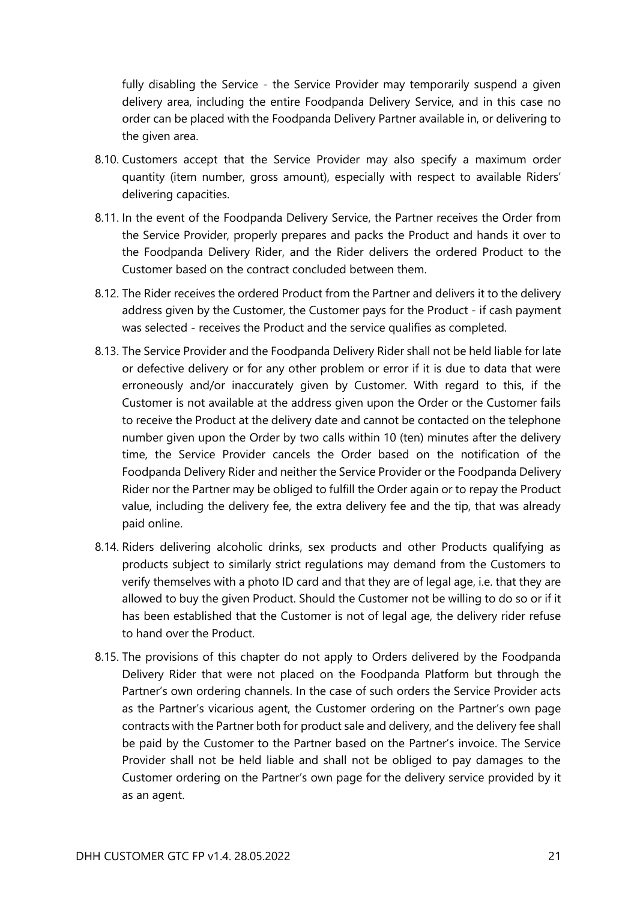fully disabling the Service - the Service Provider may temporarily suspend a given delivery area, including the entire Foodpanda Delivery Service, and in this case no order can be placed with the Foodpanda Delivery Partner available in, or delivering to the given area.

8.10. Customers accept that the Service Provider may also specify a maximum order quantity (item number, gross amount), especially with respect to available Riders' delivering capacities.

8.11. In the event of the Foodpanda Delivery Service, the Partner receives the Order from the Service Provider, properly prepares and packs the Product and hands it over to the Foodpanda Delivery Rider, and the Rider delivers the ordered Product to the Customer based on the contract concluded between them.

8.12. The Rider receives the ordered Product from the Partner and delivers it to the delivery address given by the Customer, the Customer pays for the Product - if cash payment was selected - receives the Product and the service qualifies as completed.

8.13. The Service Provider and the Foodpanda Delivery Rider shall not be held liable for late or defective delivery or for any other problem or error if it is due to data that were erroneously and/or inaccurately given by Customer. With regard to this, if the Customer is not available at the address given upon the Order or the Customer fails to receive the Product at the delivery date and cannot be contacted on the telephone number given upon the Order by two calls within 10 (ten) minutes after the delivery time, the Service Provider cancels the Order based on the notification of the Foodpanda Delivery Rider and neither the Service Provider or the Foodpanda Delivery Rider nor the Partner may be obliged to fulfill the Order again or to repay the Product value, including the delivery fee, the extra delivery fee and the tip, that was already paid online.

8.14. Riders delivering alcoholic drinks, sex products and other Products qualifying as products subject to similarly strict regulations may demand from the Customers to verify themselves with a photo ID card and that they are of legal age, i.e. that they are allowed to buy the given Product. Should the Customer not be willing to do so or if it has been established that the Customer is not of legal age, the delivery rider refuse to hand over the Product.

8.15. The provisions of this chapter do not apply to Orders delivered by the Foodpanda Delivery Rider that were not placed on the Foodpanda Platform but through the Partner's own ordering channels. In the case of such orders the Service Provider acts as the Partner's vicarious agent, the Customer ordering on the Partner's own page contracts with the Partner both for product sale and delivery, and the delivery fee shall be paid by the Customer to the Partner based on the Partner's invoice. The Service Provider shall not be held liable and shall not be obliged to pay damages to the Customer ordering on the Partner's own page for the delivery service provided by it as an agent.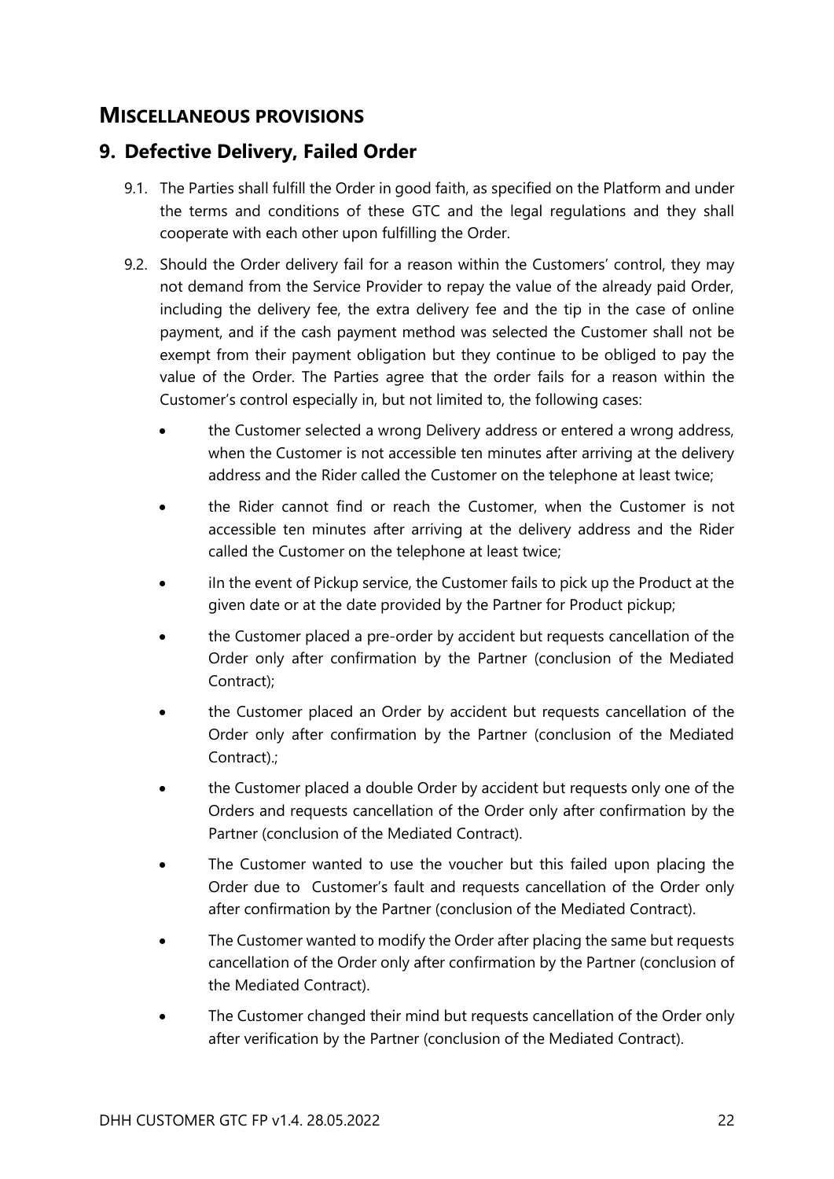# MISCELLANEOUS PROVISIONS

## 9. Defective Delivery, Failed Order

9.1. The Parties shall fulfill the Order in good faith, as specified on the Platform and under the terms and conditions of these GTC and the legal regulations and they shall cooperate with each other upon fulfilling the Order.

9.2. Should the Order delivery fail for a reason within the Customers' control, they may not demand from the Service Provider to repay the value of the already paid Order, including the delivery fee, the extra delivery fee and the tip in the case of online payment, and if the cash payment method was selected the Customer shall not be exempt from their payment obligation but they continue to be obliged to pay the value of the Order. The Parties agree that the order fails for a reason within the Customer's control especially in, but not limited to, the following cases:

- the Customer selected a wrong Delivery address or entered a wrong address, when the Customer is not accessible ten minutes after arriving at the delivery address and the Rider called the Customer on the telephone at least twice;
- the Rider cannot find or reach the Customer, when the Customer is not accessible ten minutes after arriving at the delivery address and the Rider called the Customer on the telephone at least twice;
- iIn the event of Pickup service, the Customer fails to pick up the Product at the given date or at the date provided by the Partner for Product pickup;
- the Customer placed a pre-order by accident but requests cancellation of the Order only after confirmation by the Partner (conclusion of the Mediated Contract);
- the Customer placed an Order by accident but requests cancellation of the Order only after confirmation by the Partner (conclusion of the Mediated Contract).;
- the Customer placed a double Order by accident but requests only one of the Orders and requests cancellation of the Order only after confirmation by the Partner (conclusion of the Mediated Contract).
- The Customer wanted to use the voucher but this failed upon placing the Order due to Customer's fault and requests cancellation of the Order only after confirmation by the Partner (conclusion of the Mediated Contract).
- The Customer wanted to modify the Order after placing the same but requests cancellation of the Order only after confirmation by the Partner (conclusion of the Mediated Contract).
- The Customer changed their mind but requests cancellation of the Order only after verification by the Partner (conclusion of the Mediated Contract).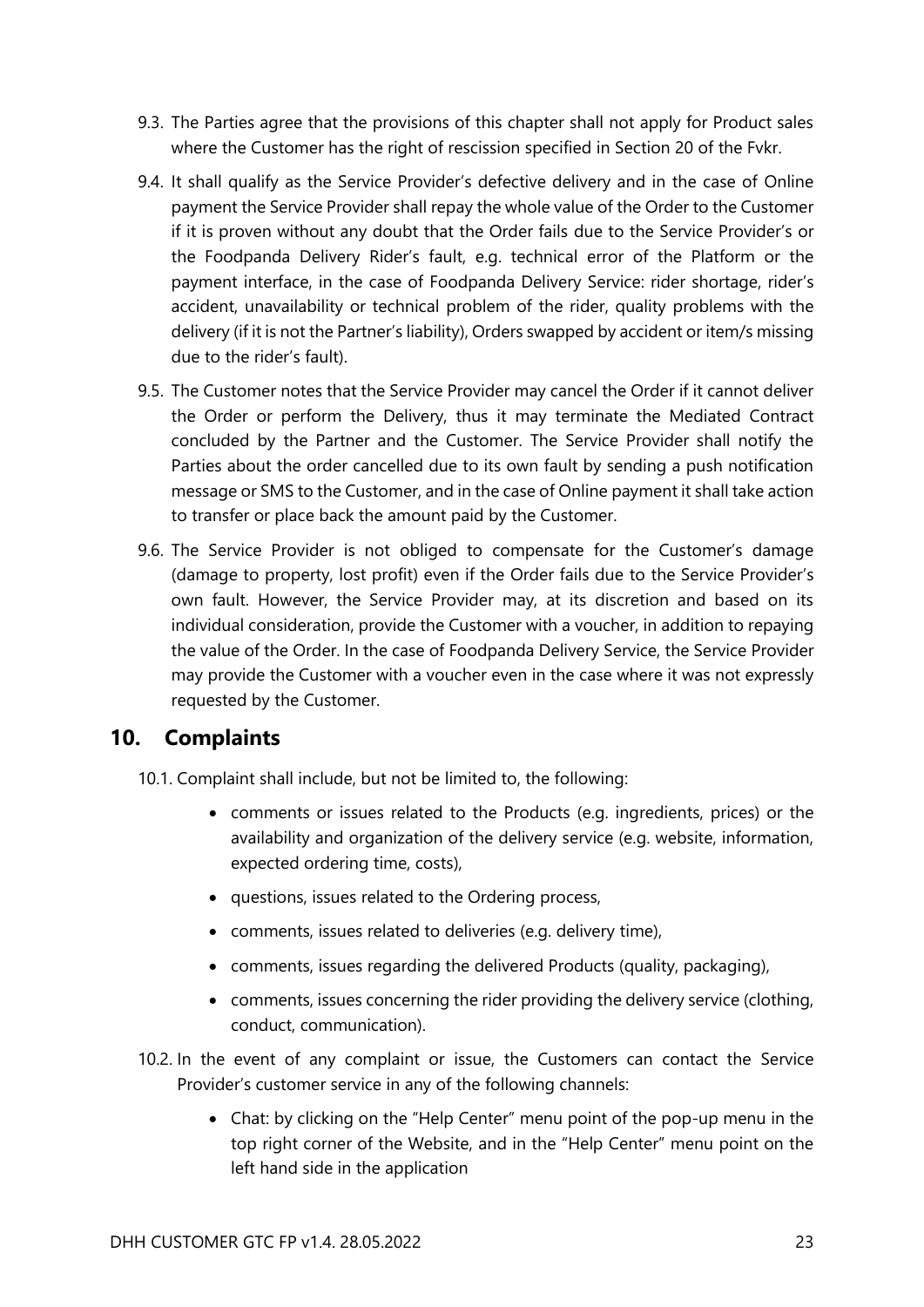9.3. The Parties agree that the provisions of this chapter shall not apply for Product sales where the Customer has the right of rescission specified in Section 20 of the Fvkr.

9.4. It shall qualify as the Service Provider's defective delivery and in the case of Online payment the Service Provider shall repay the whole value of the Order to the Customer if it is proven without any doubt that the Order fails due to the Service Provider's or the Foodpanda Delivery Rider's fault, e.g. technical error of the Platform or the payment interface, in the case of Foodpanda Delivery Service: rider shortage, rider's accident, unavailability or technical problem of the rider, quality problems with the delivery (if it is not the Partner's liability), Orders swapped by accident or item/s missing due to the rider's fault).

9.5. The Customer notes that the Service Provider may cancel the Order if it cannot deliver the Order or perform the Delivery, thus it may terminate the Mediated Contract concluded by the Partner and the Customer. The Service Provider shall notify the Parties about the order cancelled due to its own fault by sending a push notification message or SMS to the Customer, and in the case of Online payment it shall take action to transfer or place back the amount paid by the Customer.

9.6. The Service Provider is not obliged to compensate for the Customer's damage (damage to property, lost profit) even if the Order fails due to the Service Provider's own fault. However, the Service Provider may, at its discretion and based on its individual consideration, provide the Customer with a voucher, in addition to repaying the value of the Order. In the case of Foodpanda Delivery Service, the Service Provider may provide the Customer with a voucher even in the case where it was not expressly requested by the Customer.

## 10. Complaints

10.1. Complaint shall include, but not be limited to, the following:

- comments or issues related to the Products (e.g. ingredients, prices) or the availability and organization of the delivery service (e.g. website, information, expected ordering time, costs),
- questions, issues related to the Ordering process,
- comments, issues related to deliveries (e.g. delivery time),
- comments, issues regarding the delivered Products (quality, packaging),
- comments, issues concerning the rider providing the delivery service (clothing, conduct, communication).

10.2. In the event of any complaint or issue, the Customers can contact the Service Provider's customer service in any of the following channels:

- Chat: by clicking on the "Help Center" menu point of the pop-up menu in the top right corner of the Website, and in the "Help Center" menu point on the left hand side in the application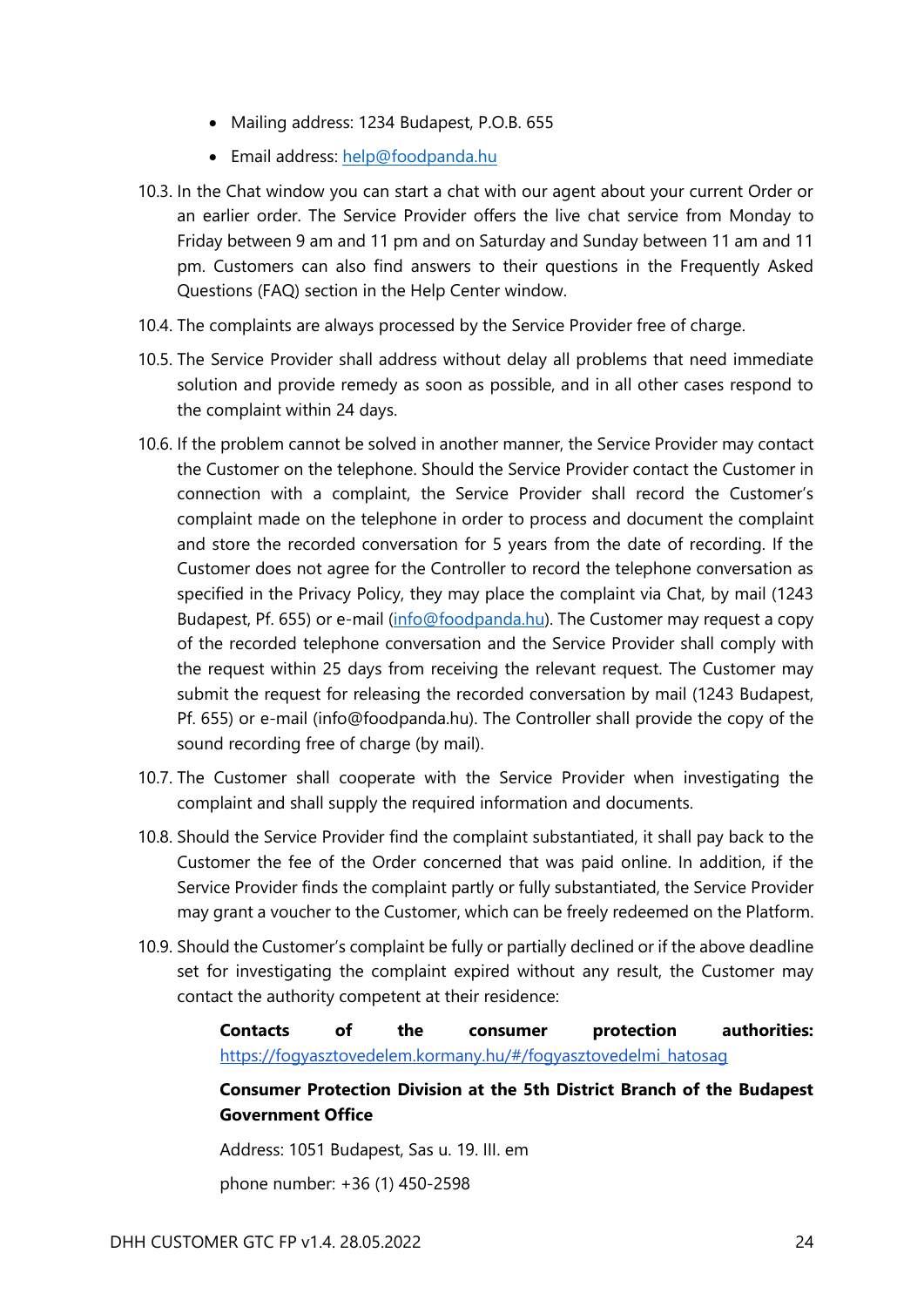- Mailing address: 1234 Budapest, P.O.B. 655
- Email address: help@foodpanda.hu

10.3. In the Chat window you can start a chat with our agent about your current Order or an earlier order. The Service Provider offers the live chat service from Monday to Friday between 9 am and 11 pm and on Saturday and Sunday between 11 am and 11 pm. Customers can also find answers to their questions in the Frequently Asked Questions (FAQ) section in the Help Center window.

10.4. The complaints are always processed by the Service Provider free of charge.

10.5. The Service Provider shall address without delay all problems that need immediate solution and provide remedy as soon as possible, and in all other cases respond to the complaint within 24 days.

10.6. If the problem cannot be solved in another manner, the Service Provider may contact the Customer on the telephone. Should the Service Provider contact the Customer in connection with a complaint, the Service Provider shall record the Customer's complaint made on the telephone in order to process and document the complaint and store the recorded conversation for 5 years from the date of recording. If the Customer does not agree for the Controller to record the telephone conversation as specified in the Privacy Policy, they may place the complaint via Chat, by mail (1243 Budapest, Pf. 655) or e-mail (info@foodpanda.hu). The Customer may request a copy of the recorded telephone conversation and the Service Provider shall comply with the request within 25 days from receiving the relevant request. The Customer may submit the request for releasing the recorded conversation by mail (1243 Budapest, Pf. 655) or e-mail (info@foodpanda.hu). The Controller shall provide the copy of the sound recording free of charge (by mail).

10.7. The Customer shall cooperate with the Service Provider when investigating the complaint and shall supply the required information and documents.

10.8. Should the Service Provider find the complaint substantiated, it shall pay back to the Customer the fee of the Order concerned that was paid online. In addition, if the Service Provider finds the complaint partly or fully substantiated, the Service Provider may grant a voucher to the Customer, which can be freely redeemed on the Platform.

10.9. Should the Customer's complaint be fully or partially declined or if the above deadline set for investigating the complaint expired without any result, the Customer may contact the authority competent at their residence:

**Contacts of the consumer protection authorities:** https://fogyasztovedelem.kormany.hu/#/fogyasztovedelmi_hatosag

**Consumer Protection Division at the 5th District Branch of the Budapest Government Office**

Address: 1051 Budapest, Sas u. 19. III. em

phone number: +36 (1) 450-2598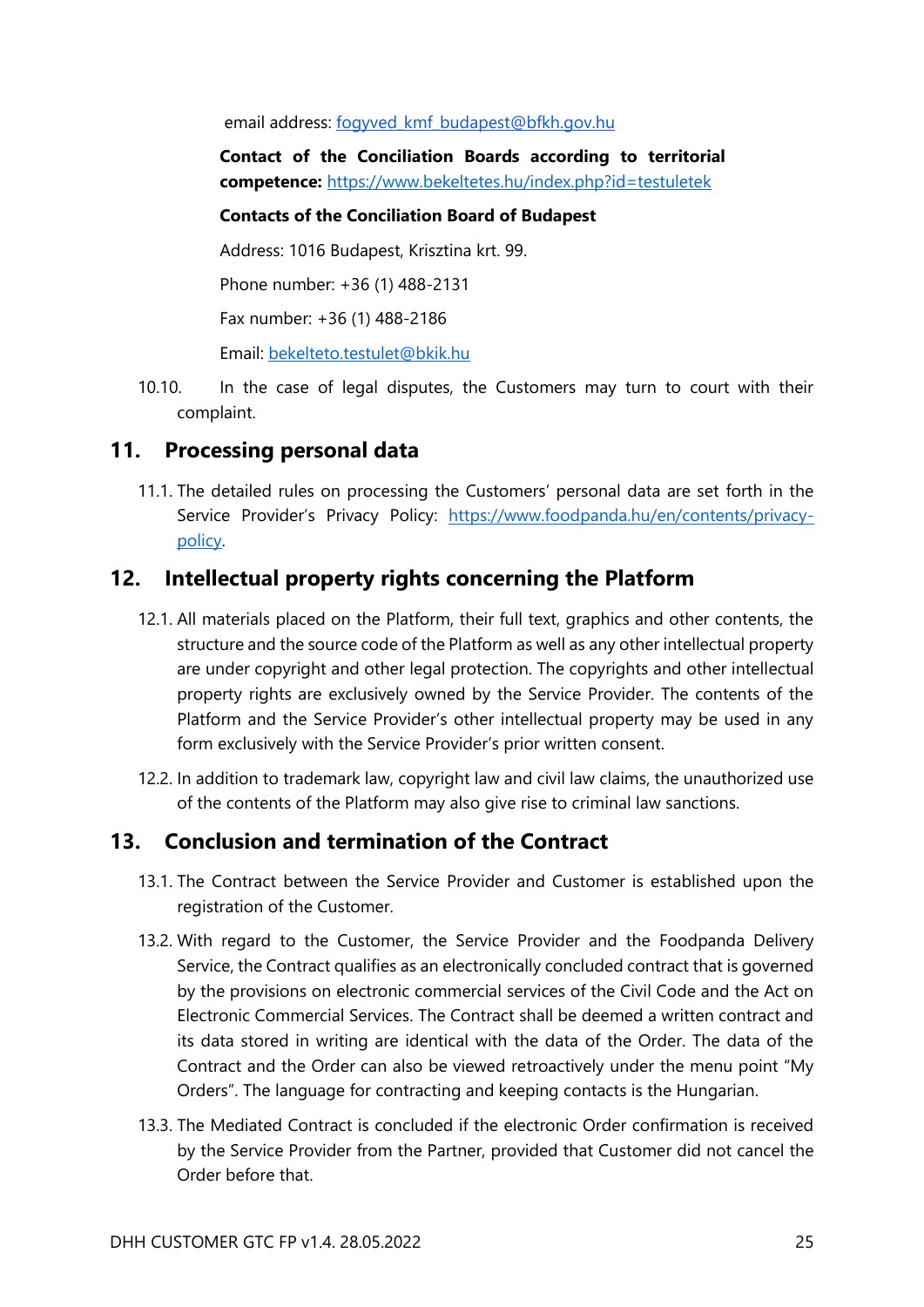email address: fogyved_kmf_budapest@bfkh.gov.hu

**Contact of the Conciliation Boards according to territorial competence:** https://www.bekeltetes.hu/index.php?id=testuletek

**Contacts of the Conciliation Board of Budapest**

Address: 1016 Budapest, Krisztina krt. 99.

Phone number: +36 (1) 488-2131

Fax number: +36 (1) 488-2186

Email: bekelteto.testulet@bkik.hu

10.10. In the case of legal disputes, the Customers may turn to court with their complaint.

## 11. Processing personal data

11.1. The detailed rules on processing the Customers' personal data are set forth in the Service Provider's Privacy Policy: https://www.foodpanda.hu/en/contents/privacy-policy.

## 12. Intellectual property rights concerning the Platform

12.1. All materials placed on the Platform, their full text, graphics and other contents, the structure and the source code of the Platform as well as any other intellectual property are under copyright and other legal protection. The copyrights and other intellectual property rights are exclusively owned by the Service Provider. The contents of the Platform and the Service Provider's other intellectual property may be used in any form exclusively with the Service Provider's prior written consent.

12.2. In addition to trademark law, copyright law and civil law claims, the unauthorized use of the contents of the Platform may also give rise to criminal law sanctions.

## 13. Conclusion and termination of the Contract

13.1. The Contract between the Service Provider and Customer is established upon the registration of the Customer.

13.2. With regard to the Customer, the Service Provider and the Foodpanda Delivery Service, the Contract qualifies as an electronically concluded contract that is governed by the provisions on electronic commercial services of the Civil Code and the Act on Electronic Commercial Services. The Contract shall be deemed a written contract and its data stored in writing are identical with the data of the Order. The data of the Contract and the Order can also be viewed retroactively under the menu point "My Orders". The language for contracting and keeping contacts is the Hungarian.

13.3. The Mediated Contract is concluded if the electronic Order confirmation is received by the Service Provider from the Partner, provided that Customer did not cancel the Order before that.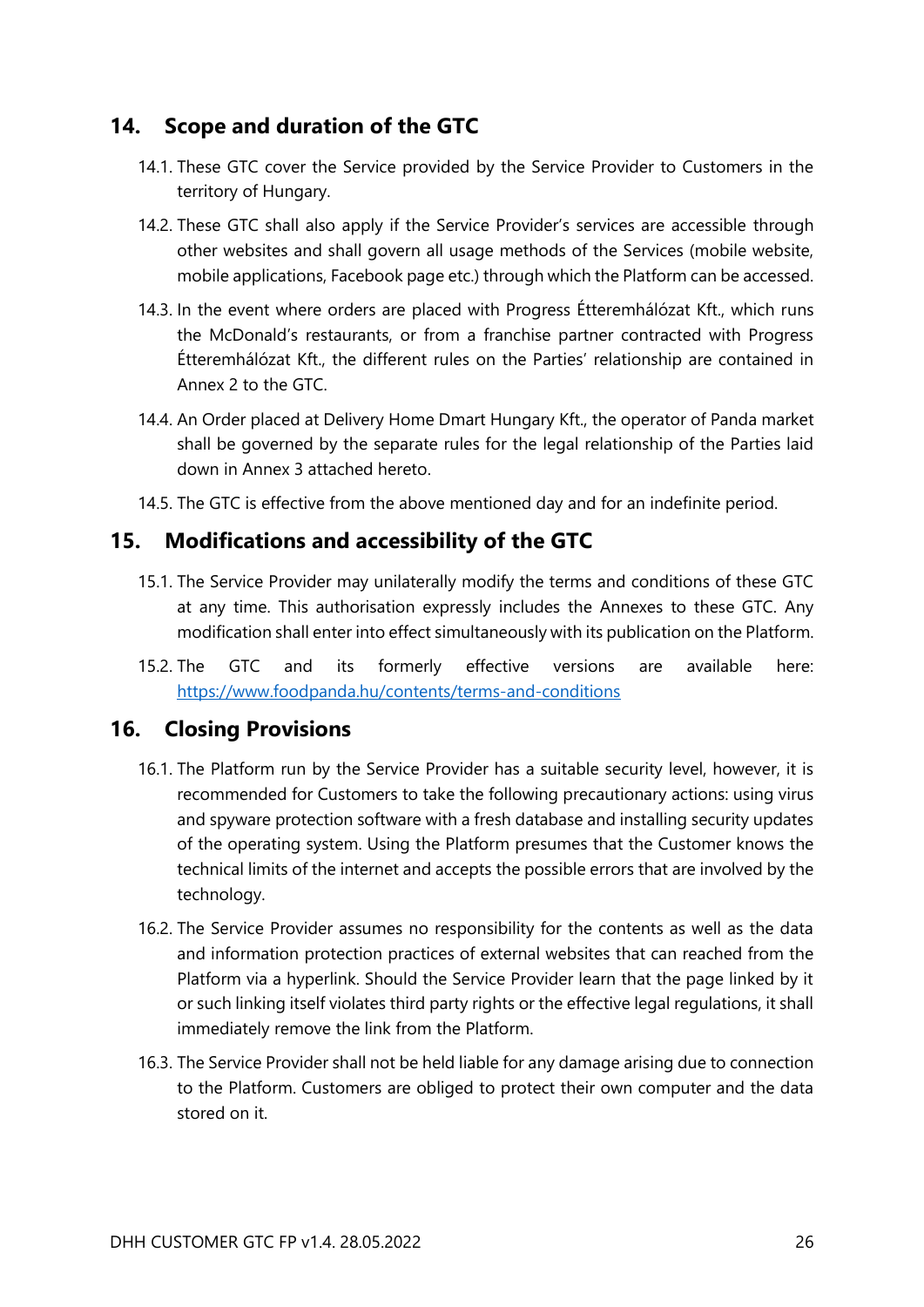## 14. Scope and duration of the GTC

14.1. These GTC cover the Service provided by the Service Provider to Customers in the territory of Hungary.

14.2. These GTC shall also apply if the Service Provider's services are accessible through other websites and shall govern all usage methods of the Services (mobile website, mobile applications, Facebook page etc.) through which the Platform can be accessed.

14.3. In the event where orders are placed with Progress Étteremhálózat Kft., which runs the McDonald's restaurants, or from a franchise partner contracted with Progress Étteremhálózat Kft., the different rules on the Parties' relationship are contained in Annex 2 to the GTC.

14.4. An Order placed at Delivery Home Dmart Hungary Kft., the operator of Panda market shall be governed by the separate rules for the legal relationship of the Parties laid down in Annex 3 attached hereto.

14.5. The GTC is effective from the above mentioned day and for an indefinite period.

## 15. Modifications and accessibility of the GTC

15.1. The Service Provider may unilaterally modify the terms and conditions of these GTC at any time. This authorisation expressly includes the Annexes to these GTC. Any modification shall enter into effect simultaneously with its publication on the Platform.

15.2. The GTC and its formerly effective versions are available here: [https://www.foodpanda.hu/contents/terms-and-conditions](https://www.foodpanda.hu/contents/terms-and-conditions)

## 16. Closing Provisions

16.1. The Platform run by the Service Provider has a suitable security level, however, it is recommended for Customers to take the following precautionary actions: using virus and spyware protection software with a fresh database and installing security updates of the operating system. Using the Platform presumes that the Customer knows the technical limits of the internet and accepts the possible errors that are involved by the technology.

16.2. The Service Provider assumes no responsibility for the contents as well as the data and information protection practices of external websites that can reached from the Platform via a hyperlink. Should the Service Provider learn that the page linked by it or such linking itself violates third party rights or the effective legal regulations, it shall immediately remove the link from the Platform.

16.3. The Service Provider shall not be held liable for any damage arising due to connection to the Platform. Customers are obliged to protect their own computer and the data stored on it.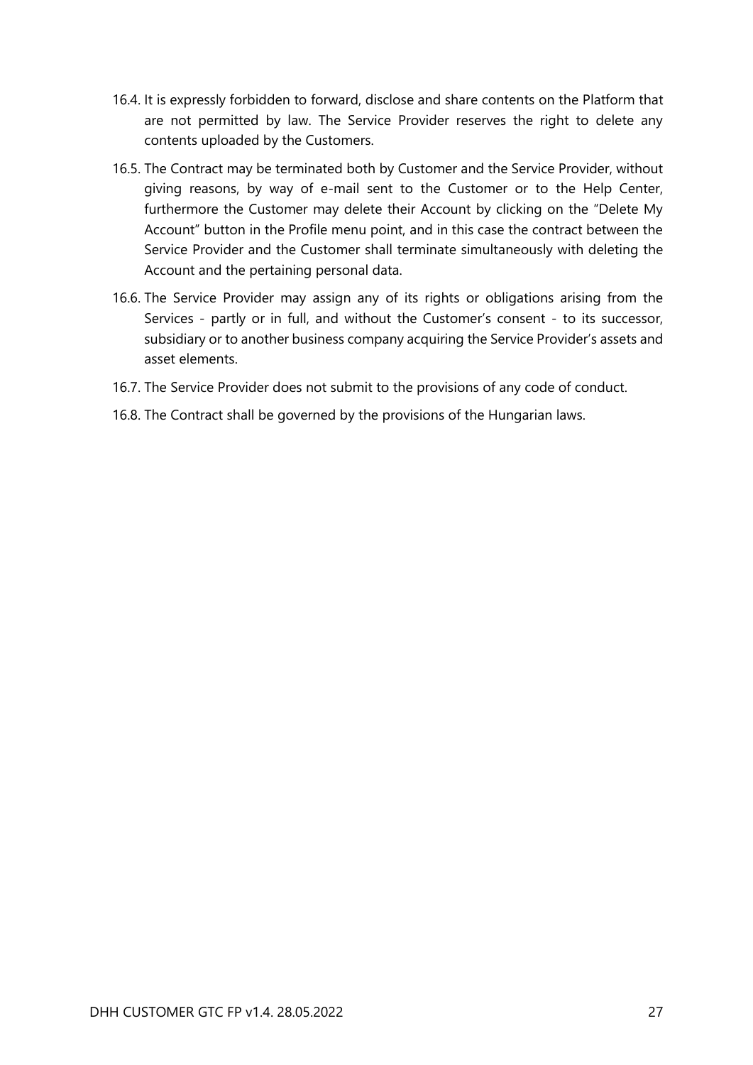16.4. It is expressly forbidden to forward, disclose and share contents on the Platform that are not permitted by law. The Service Provider reserves the right to delete any contents uploaded by the Customers.

16.5. The Contract may be terminated both by Customer and the Service Provider, without giving reasons, by way of e-mail sent to the Customer or to the Help Center, furthermore the Customer may delete their Account by clicking on the "Delete My Account" button in the Profile menu point, and in this case the contract between the Service Provider and the Customer shall terminate simultaneously with deleting the Account and the pertaining personal data.

16.6. The Service Provider may assign any of its rights or obligations arising from the Services - partly or in full, and without the Customer's consent - to its successor, subsidiary or to another business company acquiring the Service Provider's assets and asset elements.

16.7. The Service Provider does not submit to the provisions of any code of conduct.

16.8. The Contract shall be governed by the provisions of the Hungarian laws.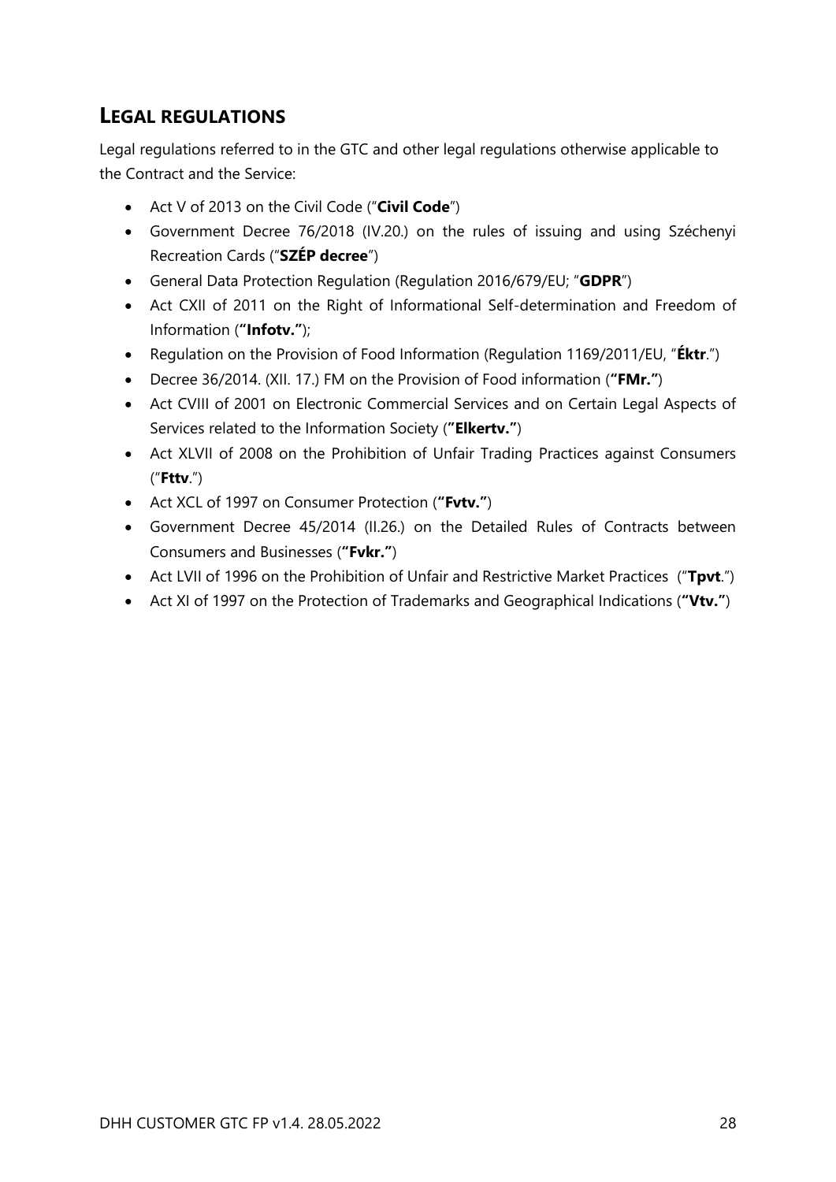## Legal regulations

Legal regulations referred to in the GTC and other legal regulations otherwise applicable to the Contract and the Service:

- Act V of 2013 on the Civil Code ("**Civil Code**")
- Government Decree 76/2018 (IV.20.) on the rules of issuing and using Széchenyi Recreation Cards ("**SZÉP decree**")
- General Data Protection Regulation (Regulation 2016/679/EU; "**GDPR**")
- Act CXII of 2011 on the Right of Informational Self-determination and Freedom of Information (**"Infotv."**);
- Regulation on the Provision of Food Information (Regulation 1169/2011/EU, "**Éktr**.")
- Decree 36/2014. (XII. 17.) FM on the Provision of Food information (**"FMr."**)
- Act CVIII of 2001 on Electronic Commercial Services and on Certain Legal Aspects of Services related to the Information Society (**"Elkertv."**)
- Act XLVII of 2008 on the Prohibition of Unfair Trading Practices against Consumers ("**Fttv**.")
- Act XCL of 1997 on Consumer Protection (**"Fvtv."**)
- Government Decree 45/2014 (II.26.) on the Detailed Rules of Contracts between Consumers and Businesses (**"Fvkr."**)
- Act LVII of 1996 on the Prohibition of Unfair and Restrictive Market Practices ("**Tpvt**.")
- Act XI of 1997 on the Protection of Trademarks and Geographical Indications (**"Vtv."**)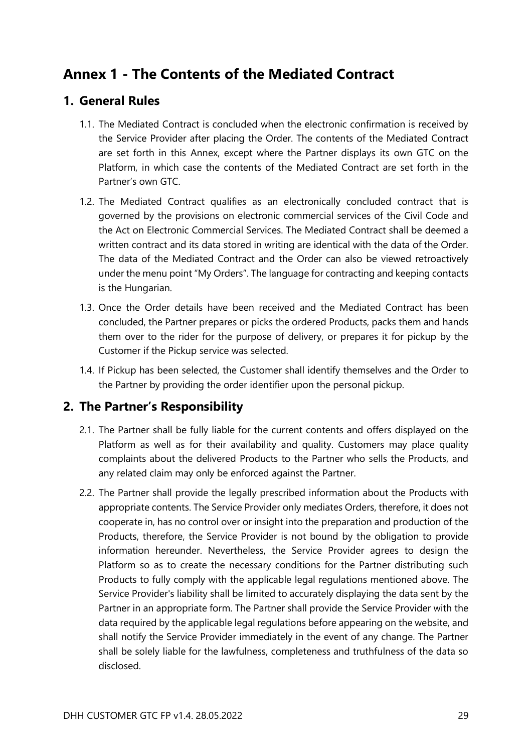# Annex 1 - The Contents of the Mediated Contract

## 1. General Rules

1.1. The Mediated Contract is concluded when the electronic confirmation is received by the Service Provider after placing the Order. The contents of the Mediated Contract are set forth in this Annex, except where the Partner displays its own GTC on the Platform, in which case the contents of the Mediated Contract are set forth in the Partner's own GTC.

1.2. The Mediated Contract qualifies as an electronically concluded contract that is governed by the provisions on electronic commercial services of the Civil Code and the Act on Electronic Commercial Services. The Mediated Contract shall be deemed a written contract and its data stored in writing are identical with the data of the Order. The data of the Mediated Contract and the Order can also be viewed retroactively under the menu point "My Orders". The language for contracting and keeping contacts is the Hungarian.

1.3. Once the Order details have been received and the Mediated Contract has been concluded, the Partner prepares or picks the ordered Products, packs them and hands them over to the rider for the purpose of delivery, or prepares it for pickup by the Customer if the Pickup service was selected.

1.4. If Pickup has been selected, the Customer shall identify themselves and the Order to the Partner by providing the order identifier upon the personal pickup.

## 2. The Partner's Responsibility

2.1. The Partner shall be fully liable for the current contents and offers displayed on the Platform as well as for their availability and quality. Customers may place quality complaints about the delivered Products to the Partner who sells the Products, and any related claim may only be enforced against the Partner.

2.2. The Partner shall provide the legally prescribed information about the Products with appropriate contents. The Service Provider only mediates Orders, therefore, it does not cooperate in, has no control over or insight into the preparation and production of the Products, therefore, the Service Provider is not bound by the obligation to provide information hereunder. Nevertheless, the Service Provider agrees to design the Platform so as to create the necessary conditions for the Partner distributing such Products to fully comply with the applicable legal regulations mentioned above. The Service Provider's liability shall be limited to accurately displaying the data sent by the Partner in an appropriate form. The Partner shall provide the Service Provider with the data required by the applicable legal regulations before appearing on the website, and shall notify the Service Provider immediately in the event of any change. The Partner shall be solely liable for the lawfulness, completeness and truthfulness of the data so disclosed.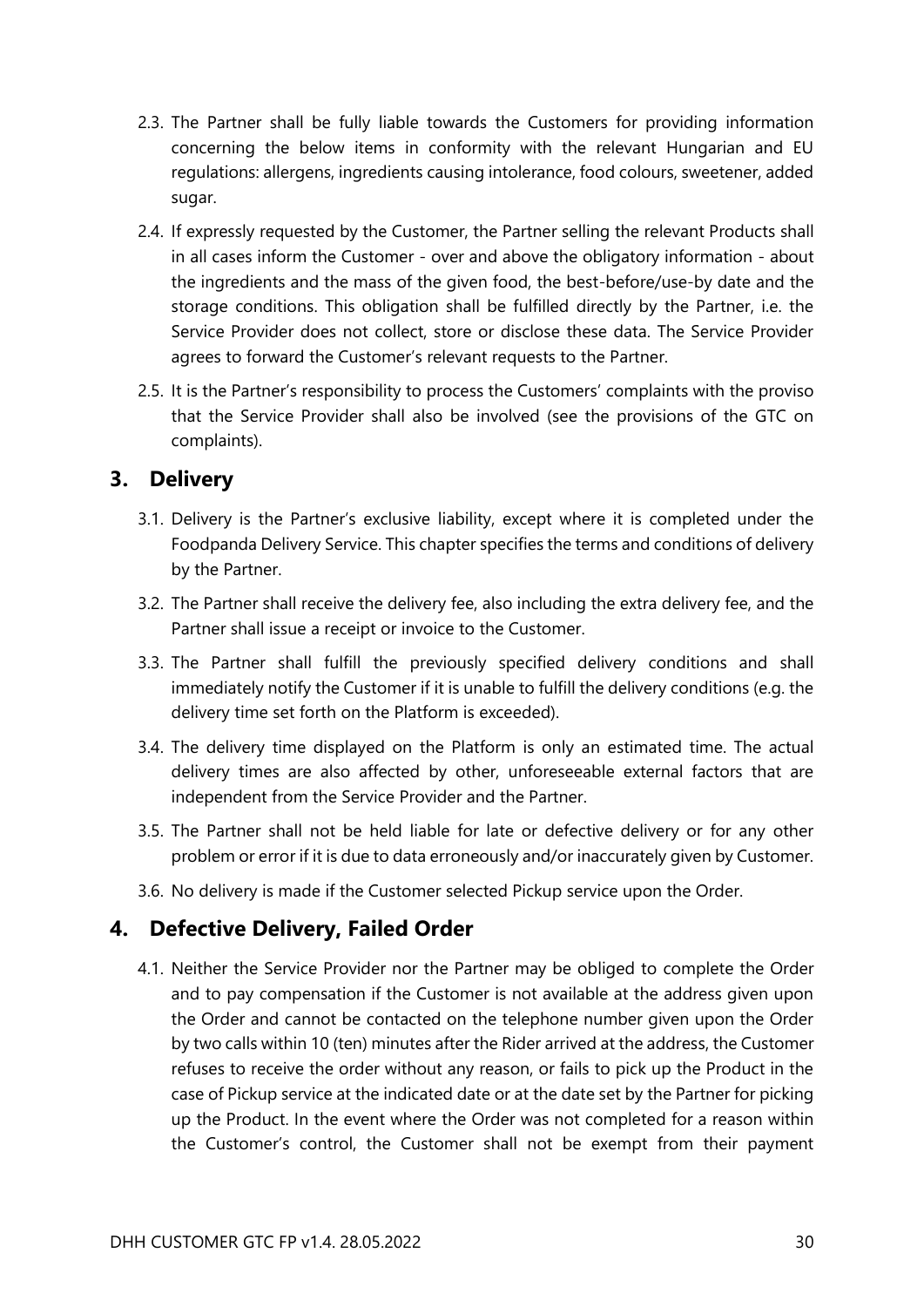2.3. The Partner shall be fully liable towards the Customers for providing information concerning the below items in conformity with the relevant Hungarian and EU regulations: allergens, ingredients causing intolerance, food colours, sweetener, added sugar.

2.4. If expressly requested by the Customer, the Partner selling the relevant Products shall in all cases inform the Customer - over and above the obligatory information - about the ingredients and the mass of the given food, the best-before/use-by date and the storage conditions. This obligation shall be fulfilled directly by the Partner, i.e. the Service Provider does not collect, store or disclose these data. The Service Provider agrees to forward the Customer's relevant requests to the Partner.

2.5. It is the Partner's responsibility to process the Customers' complaints with the proviso that the Service Provider shall also be involved (see the provisions of the GTC on complaints).

## 3. Delivery

3.1. Delivery is the Partner's exclusive liability, except where it is completed under the Foodpanda Delivery Service. This chapter specifies the terms and conditions of delivery by the Partner.

3.2. The Partner shall receive the delivery fee, also including the extra delivery fee, and the Partner shall issue a receipt or invoice to the Customer.

3.3. The Partner shall fulfill the previously specified delivery conditions and shall immediately notify the Customer if it is unable to fulfill the delivery conditions (e.g. the delivery time set forth on the Platform is exceeded).

3.4. The delivery time displayed on the Platform is only an estimated time. The actual delivery times are also affected by other, unforeseeable external factors that are independent from the Service Provider and the Partner.

3.5. The Partner shall not be held liable for late or defective delivery or for any other problem or error if it is due to data erroneously and/or inaccurately given by Customer.

3.6. No delivery is made if the Customer selected Pickup service upon the Order.

## 4. Defective Delivery, Failed Order

4.1. Neither the Service Provider nor the Partner may be obliged to complete the Order and to pay compensation if the Customer is not available at the address given upon the Order and cannot be contacted on the telephone number given upon the Order by two calls within 10 (ten) minutes after the Rider arrived at the address, the Customer refuses to receive the order without any reason, or fails to pick up the Product in the case of Pickup service at the indicated date or at the date set by the Partner for picking up the Product. In the event where the Order was not completed for a reason within the Customer's control, the Customer shall not be exempt from their payment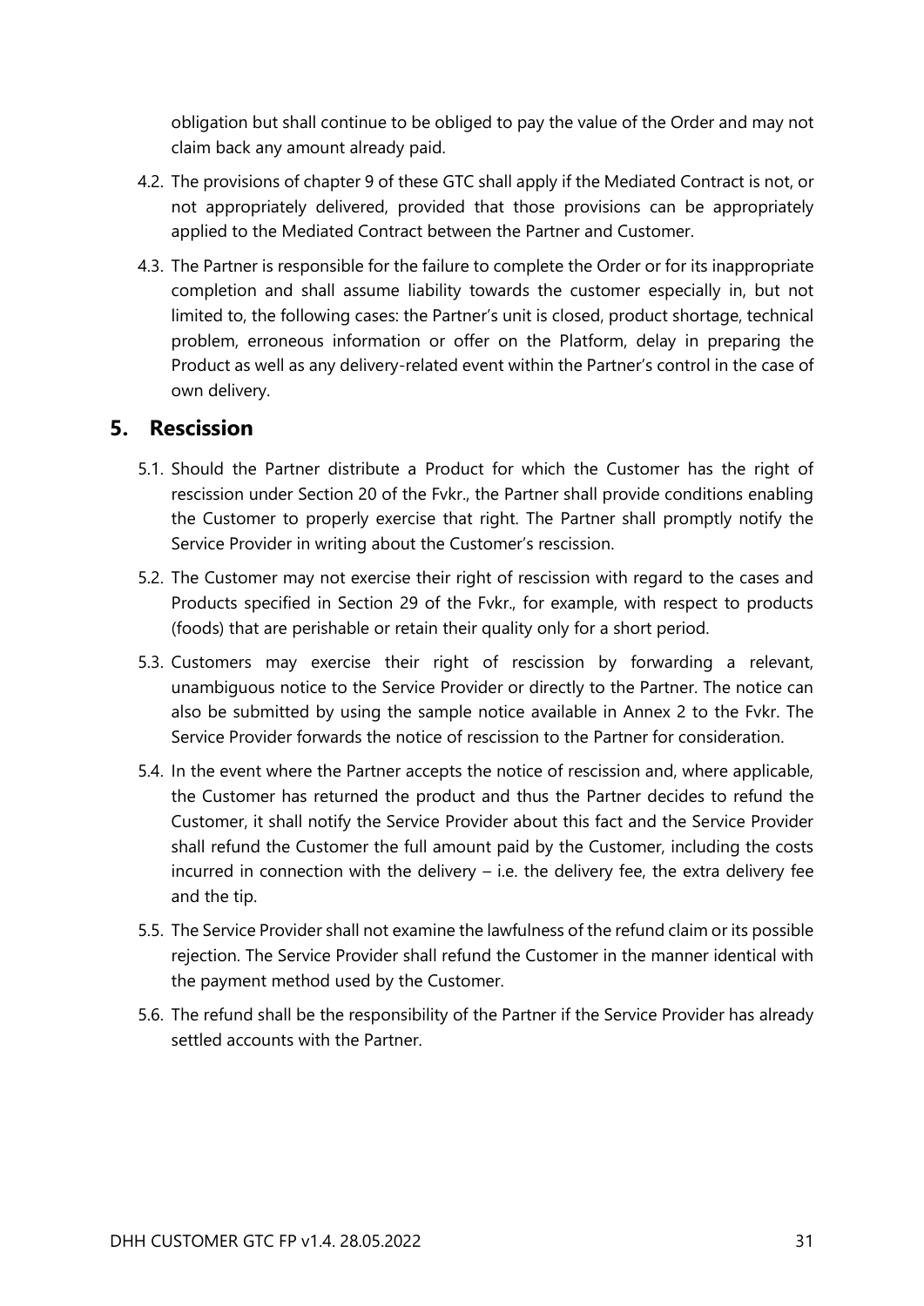obligation but shall continue to be obliged to pay the value of the Order and may not claim back any amount already paid.

4.2. The provisions of chapter 9 of these GTC shall apply if the Mediated Contract is not, or not appropriately delivered, provided that those provisions can be appropriately applied to the Mediated Contract between the Partner and Customer.

4.3. The Partner is responsible for the failure to complete the Order or for its inappropriate completion and shall assume liability towards the customer especially in, but not limited to, the following cases: the Partner's unit is closed, product shortage, technical problem, erroneous information or offer on the Platform, delay in preparing the Product as well as any delivery-related event within the Partner's control in the case of own delivery.

## 5. Rescission

5.1. Should the Partner distribute a Product for which the Customer has the right of rescission under Section 20 of the Fvkr., the Partner shall provide conditions enabling the Customer to properly exercise that right. The Partner shall promptly notify the Service Provider in writing about the Customer's rescission.

5.2. The Customer may not exercise their right of rescission with regard to the cases and Products specified in Section 29 of the Fvkr., for example, with respect to products (foods) that are perishable or retain their quality only for a short period.

5.3. Customers may exercise their right of rescission by forwarding a relevant, unambiguous notice to the Service Provider or directly to the Partner. The notice can also be submitted by using the sample notice available in Annex 2 to the Fvkr. The Service Provider forwards the notice of rescission to the Partner for consideration.

5.4. In the event where the Partner accepts the notice of rescission and, where applicable, the Customer has returned the product and thus the Partner decides to refund the Customer, it shall notify the Service Provider about this fact and the Service Provider shall refund the Customer the full amount paid by the Customer, including the costs incurred in connection with the delivery – i.e. the delivery fee, the extra delivery fee and the tip.

5.5. The Service Provider shall not examine the lawfulness of the refund claim or its possible rejection. The Service Provider shall refund the Customer in the manner identical with the payment method used by the Customer.

5.6. The refund shall be the responsibility of the Partner if the Service Provider has already settled accounts with the Partner.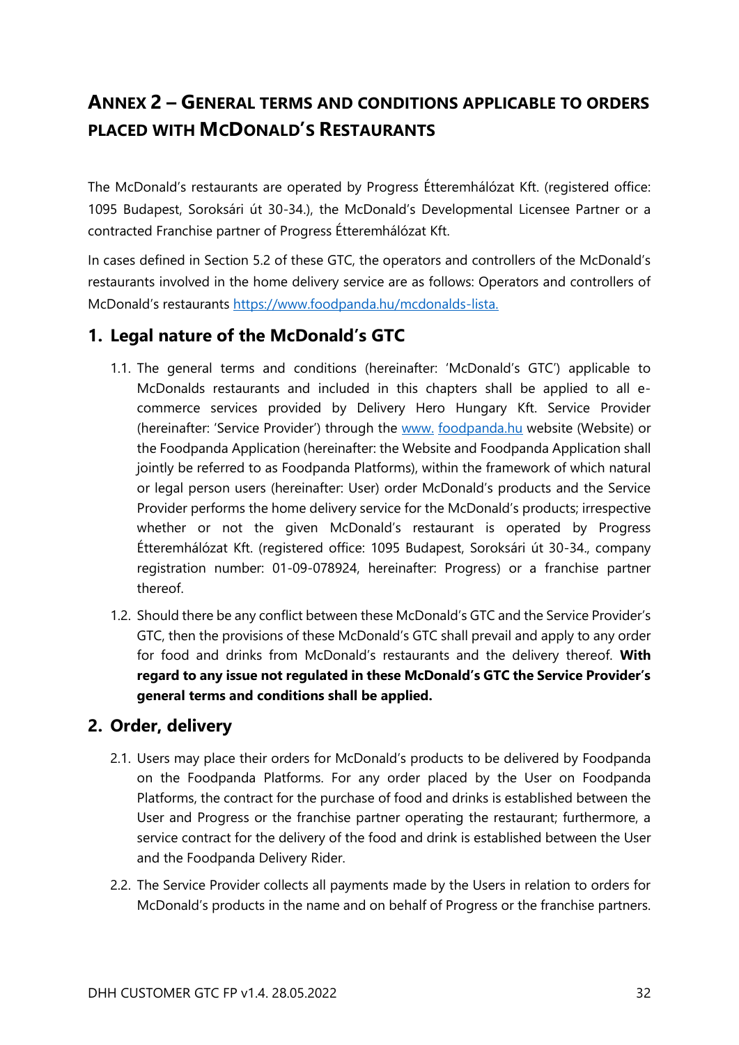# ANNEX 2 – GENERAL TERMS AND CONDITIONS APPLICABLE TO ORDERS PLACED WITH MCDONALD'S RESTAURANTS

The McDonald's restaurants are operated by Progress Étteremhálózat Kft. (registered office: 1095 Budapest, Soroksári út 30-34.), the McDonald's Developmental Licensee Partner or a contracted Franchise partner of Progress Étteremhálózat Kft.

In cases defined in Section 5.2 of these GTC, the operators and controllers of the McDonald's restaurants involved in the home delivery service are as follows: Operators and controllers of McDonald's restaurants https://www.foodpanda.hu/mcdonalds-lista.

## 1. Legal nature of the McDonald's GTC

1.1. The general terms and conditions (hereinafter: 'McDonald's GTC') applicable to McDonalds restaurants and included in this chapters shall be applied to all e-commerce services provided by Delivery Hero Hungary Kft. Service Provider (hereinafter: 'Service Provider') through the www. foodpanda.hu website (Website) or the Foodpanda Application (hereinafter: the Website and Foodpanda Application shall jointly be referred to as Foodpanda Platforms), within the framework of which natural or legal person users (hereinafter: User) order McDonald's products and the Service Provider performs the home delivery service for the McDonald's products; irrespective whether or not the given McDonald's restaurant is operated by Progress Étteremhálózat Kft. (registered office: 1095 Budapest, Soroksári út 30-34., company registration number: 01-09-078924, hereinafter: Progress) or a franchise partner thereof.

1.2. Should there be any conflict between these McDonald's GTC and the Service Provider's GTC, then the provisions of these McDonald's GTC shall prevail and apply to any order for food and drinks from McDonald's restaurants and the delivery thereof. **With regard to any issue not regulated in these McDonald's GTC the Service Provider's general terms and conditions shall be applied.**

## 2. Order, delivery

2.1. Users may place their orders for McDonald's products to be delivered by Foodpanda on the Foodpanda Platforms. For any order placed by the User on Foodpanda Platforms, the contract for the purchase of food and drinks is established between the User and Progress or the franchise partner operating the restaurant; furthermore, a service contract for the delivery of the food and drink is established between the User and the Foodpanda Delivery Rider.

2.2. The Service Provider collects all payments made by the Users in relation to orders for McDonald's products in the name and on behalf of Progress or the franchise partners.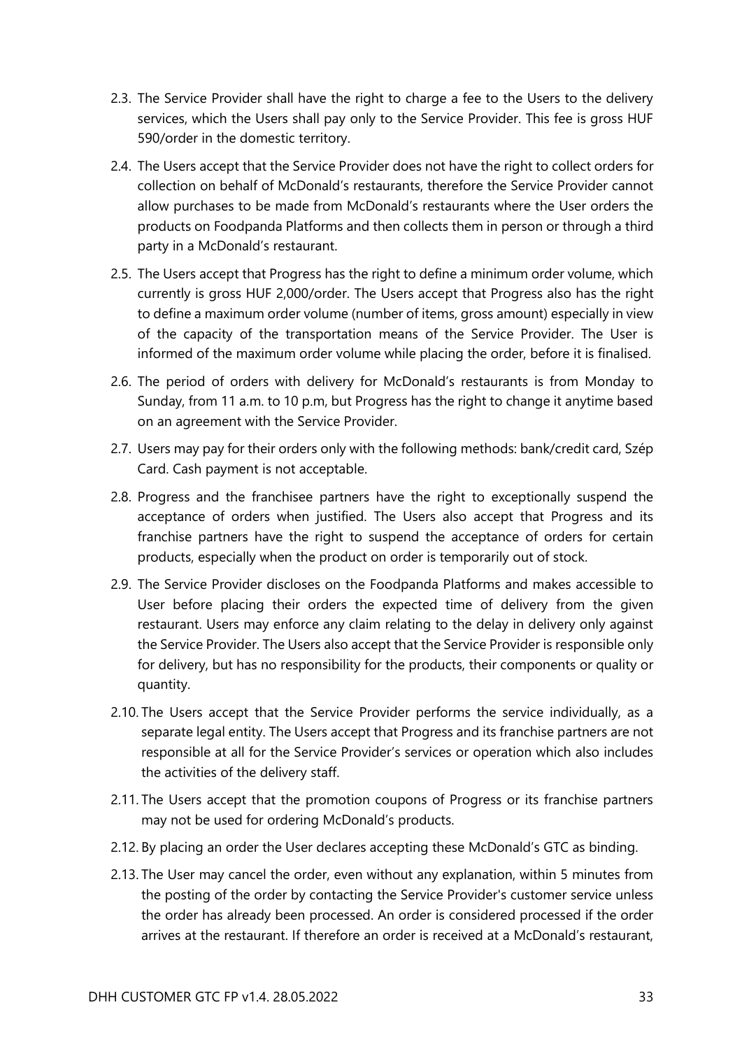2.3. The Service Provider shall have the right to charge a fee to the Users to the delivery services, which the Users shall pay only to the Service Provider. This fee is gross HUF 590/order in the domestic territory.

2.4. The Users accept that the Service Provider does not have the right to collect orders for collection on behalf of McDonald's restaurants, therefore the Service Provider cannot allow purchases to be made from McDonald's restaurants where the User orders the products on Foodpanda Platforms and then collects them in person or through a third party in a McDonald's restaurant.

2.5. The Users accept that Progress has the right to define a minimum order volume, which currently is gross HUF 2,000/order. The Users accept that Progress also has the right to define a maximum order volume (number of items, gross amount) especially in view of the capacity of the transportation means of the Service Provider. The User is informed of the maximum order volume while placing the order, before it is finalised.

2.6. The period of orders with delivery for McDonald's restaurants is from Monday to Sunday, from 11 a.m. to 10 p.m, but Progress has the right to change it anytime based on an agreement with the Service Provider.

2.7. Users may pay for their orders only with the following methods: bank/credit card, Szép Card. Cash payment is not acceptable.

2.8. Progress and the franchisee partners have the right to exceptionally suspend the acceptance of orders when justified. The Users also accept that Progress and its franchise partners have the right to suspend the acceptance of orders for certain products, especially when the product on order is temporarily out of stock.

2.9. The Service Provider discloses on the Foodpanda Platforms and makes accessible to User before placing their orders the expected time of delivery from the given restaurant. Users may enforce any claim relating to the delay in delivery only against the Service Provider. The Users also accept that the Service Provider is responsible only for delivery, but has no responsibility for the products, their components or quality or quantity.

2.10. The Users accept that the Service Provider performs the service individually, as a separate legal entity. The Users accept that Progress and its franchise partners are not responsible at all for the Service Provider's services or operation which also includes the activities of the delivery staff.

2.11. The Users accept that the promotion coupons of Progress or its franchise partners may not be used for ordering McDonald's products.

2.12. By placing an order the User declares accepting these McDonald's GTC as binding.

2.13. The User may cancel the order, even without any explanation, within 5 minutes from the posting of the order by contacting the Service Provider's customer service unless the order has already been processed. An order is considered processed if the order arrives at the restaurant. If therefore an order is received at a McDonald's restaurant,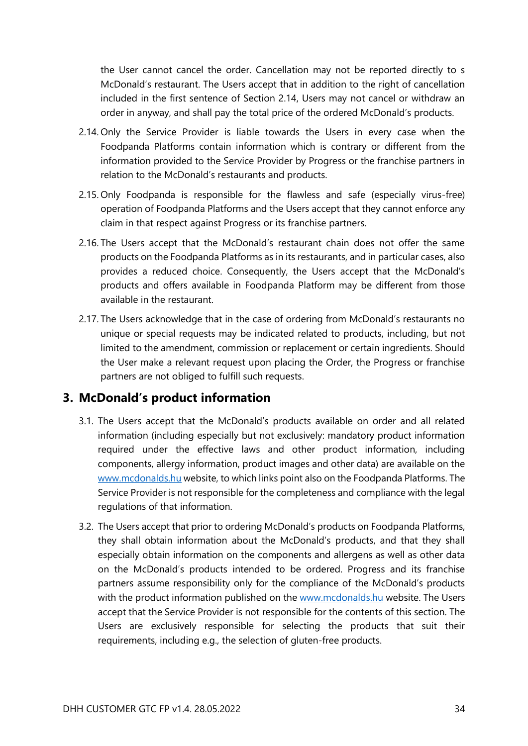the User cannot cancel the order. Cancellation may not be reported directly to s McDonald's restaurant. The Users accept that in addition to the right of cancellation included in the first sentence of Section 2.14, Users may not cancel or withdraw an order in anyway, and shall pay the total price of the ordered McDonald's products.

2.14. Only the Service Provider is liable towards the Users in every case when the Foodpanda Platforms contain information which is contrary or different from the information provided to the Service Provider by Progress or the franchise partners in relation to the McDonald's restaurants and products.

2.15. Only Foodpanda is responsible for the flawless and safe (especially virus-free) operation of Foodpanda Platforms and the Users accept that they cannot enforce any claim in that respect against Progress or its franchise partners.

2.16. The Users accept that the McDonald's restaurant chain does not offer the same products on the Foodpanda Platforms as in its restaurants, and in particular cases, also provides a reduced choice. Consequently, the Users accept that the McDonald's products and offers available in Foodpanda Platform may be different from those available in the restaurant.

2.17. The Users acknowledge that in the case of ordering from McDonald's restaurants no unique or special requests may be indicated related to products, including, but not limited to the amendment, commission or replacement or certain ingredients. Should the User make a relevant request upon placing the Order, the Progress or franchise partners are not obliged to fulfill such requests.

## 3. McDonald's product information

3.1. The Users accept that the McDonald's products available on order and all related information (including especially but not exclusively: mandatory product information required under the effective laws and other product information, including components, allergy information, product images and other data) are available on the www.mcdonalds.hu website, to which links point also on the Foodpanda Platforms. The Service Provider is not responsible for the completeness and compliance with the legal regulations of that information.

3.2. The Users accept that prior to ordering McDonald's products on Foodpanda Platforms, they shall obtain information about the McDonald's products, and that they shall especially obtain information on the components and allergens as well as other data on the McDonald's products intended to be ordered. Progress and its franchise partners assume responsibility only for the compliance of the McDonald's products with the product information published on the www.mcdonalds.hu website. The Users accept that the Service Provider is not responsible for the contents of this section. The Users are exclusively responsible for selecting the products that suit their requirements, including e.g., the selection of gluten-free products.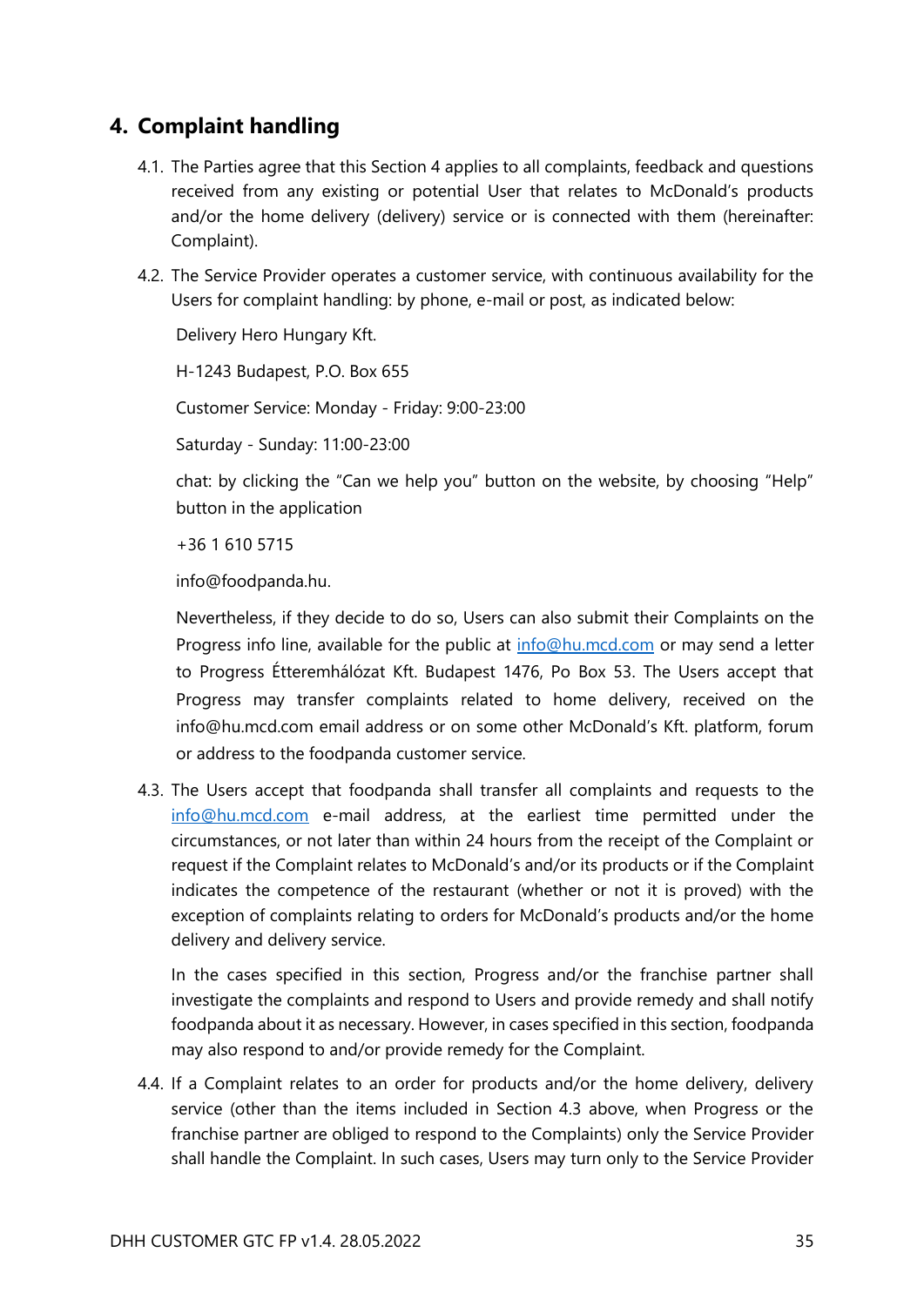## 4. Complaint handling

4.1. The Parties agree that this Section 4 applies to all complaints, feedback and questions received from any existing or potential User that relates to McDonald's products and/or the home delivery (delivery) service or is connected with them (hereinafter: Complaint).

4.2. The Service Provider operates a customer service, with continuous availability for the Users for complaint handling: by phone, e-mail or post, as indicated below:

Delivery Hero Hungary Kft.

H-1243 Budapest, P.O. Box 655

Customer Service: Monday - Friday: 9:00-23:00

Saturday - Sunday: 11:00-23:00

chat: by clicking the "Can we help you" button on the website, by choosing "Help" button in the application

+36 1 610 5715

info@foodpanda.hu.

Nevertheless, if they decide to do so, Users can also submit their Complaints on the Progress info line, available for the public at info@hu.mcd.com or may send a letter to Progress Étteremhálózat Kft. Budapest 1476, Po Box 53. The Users accept that Progress may transfer complaints related to home delivery, received on the info@hu.mcd.com email address or on some other McDonald's Kft. platform, forum or address to the foodpanda customer service.

4.3. The Users accept that foodpanda shall transfer all complaints and requests to the info@hu.mcd.com e-mail address, at the earliest time permitted under the circumstances, or not later than within 24 hours from the receipt of the Complaint or request if the Complaint relates to McDonald's and/or its products or if the Complaint indicates the competence of the restaurant (whether or not it is proved) with the exception of complaints relating to orders for McDonald's products and/or the home delivery and delivery service.

In the cases specified in this section, Progress and/or the franchise partner shall investigate the complaints and respond to Users and provide remedy and shall notify foodpanda about it as necessary. However, in cases specified in this section, foodpanda may also respond to and/or provide remedy for the Complaint.

4.4. If a Complaint relates to an order for products and/or the home delivery, delivery service (other than the items included in Section 4.3 above, when Progress or the franchise partner are obliged to respond to the Complaints) only the Service Provider shall handle the Complaint. In such cases, Users may turn only to the Service Provider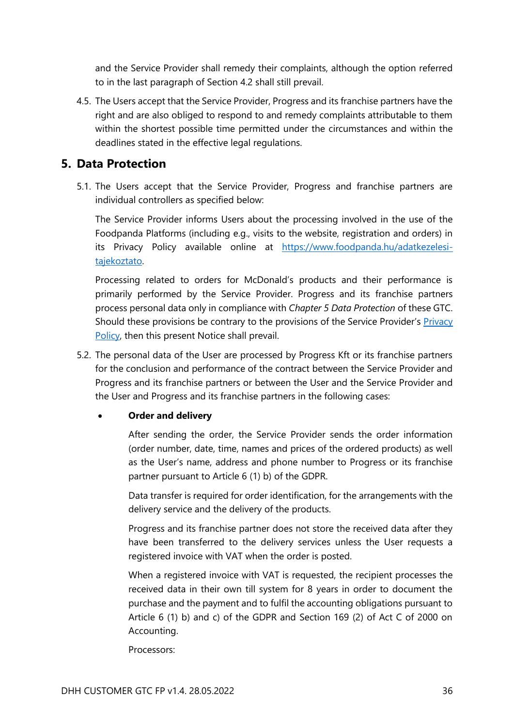and the Service Provider shall remedy their complaints, although the option referred to in the last paragraph of Section 4.2 shall still prevail.

4.5. The Users accept that the Service Provider, Progress and its franchise partners have the right and are also obliged to respond to and remedy complaints attributable to them within the shortest possible time permitted under the circumstances and within the deadlines stated in the effective legal regulations.

## 5. Data Protection

5.1. The Users accept that the Service Provider, Progress and franchise partners are individual controllers as specified below:

The Service Provider informs Users about the processing involved in the use of the Foodpanda Platforms (including e.g., visits to the website, registration and orders) in its Privacy Policy available online at [https://www.foodpanda.hu/adatkezelesi-tajekoztato](https://www.foodpanda.hu/adatkezelesi-tajekoztato).

Processing related to orders for McDonald's products and their performance is primarily performed by the Service Provider. Progress and its franchise partners process personal data only in compliance with *Chapter 5 Data Protection* of these GTC. Should these provisions be contrary to the provisions of the Service Provider's Privacy Policy, then this present Notice shall prevail.

5.2. The personal data of the User are processed by Progress Kft or its franchise partners for the conclusion and performance of the contract between the Service Provider and Progress and its franchise partners or between the User and the Service Provider and the User and Progress and its franchise partners in the following cases:

- **Order and delivery**

  After sending the order, the Service Provider sends the order information (order number, date, time, names and prices of the ordered products) as well as the User's name, address and phone number to Progress or its franchise partner pursuant to Article 6 (1) b) of the GDPR.

  Data transfer is required for order identification, for the arrangements with the delivery service and the delivery of the products.

  Progress and its franchise partner does not store the received data after they have been transferred to the delivery services unless the User requests a registered invoice with VAT when the order is posted.

  When a registered invoice with VAT is requested, the recipient processes the received data in their own till system for 8 years in order to document the purchase and the payment and to fulfil the accounting obligations pursuant to Article 6 (1) b) and c) of the GDPR and Section 169 (2) of Act C of 2000 on Accounting.

  Processors: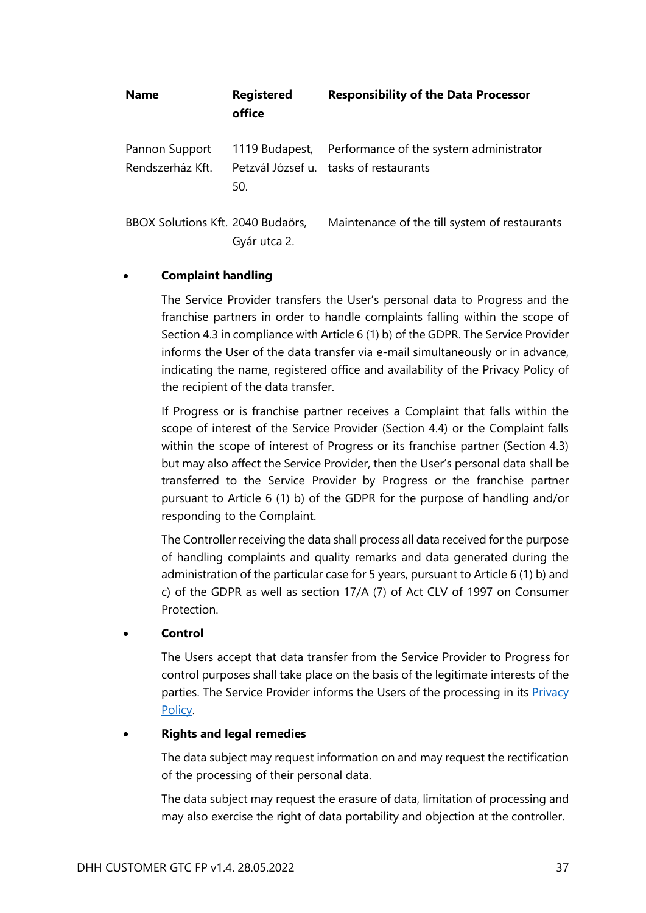| Name | Registered office | Responsibility of the Data Processor |
|---|---|---|
| Pannon Support Rendszerház Kft. | 1119 Budapest, Petzvál József u. 50. | Performance of the system administrator tasks of restaurants |
| BBOX Solutions Kft. | 2040 Budaörs, Gyár utca 2. | Maintenance of the till system of restaurants |

- **Complaint handling**

  The Service Provider transfers the User's personal data to Progress and the franchise partners in order to handle complaints falling within the scope of Section 4.3 in compliance with Article 6 (1) b) of the GDPR. The Service Provider informs the User of the data transfer via e-mail simultaneously or in advance, indicating the name, registered office and availability of the Privacy Policy of the recipient of the data transfer.

  If Progress or is franchise partner receives a Complaint that falls within the scope of interest of the Service Provider (Section 4.4) or the Complaint falls within the scope of interest of Progress or its franchise partner (Section 4.3) but may also affect the Service Provider, then the User's personal data shall be transferred to the Service Provider by Progress or the franchise partner pursuant to Article 6 (1) b) of the GDPR for the purpose of handling and/or responding to the Complaint.

  The Controller receiving the data shall process all data received for the purpose of handling complaints and quality remarks and data generated during the administration of the particular case for 5 years, pursuant to Article 6 (1) b) and c) of the GDPR as well as section 17/A (7) of Act CLV of 1997 on Consumer Protection.

- **Control**

  The Users accept that data transfer from the Service Provider to Progress for control purposes shall take place on the basis of the legitimate interests of the parties. The Service Provider informs the Users of the processing in its Privacy Policy.

- **Rights and legal remedies**

  The data subject may request information on and may request the rectification of the processing of their personal data.

  The data subject may request the erasure of data, limitation of processing and may also exercise the right of data portability and objection at the controller.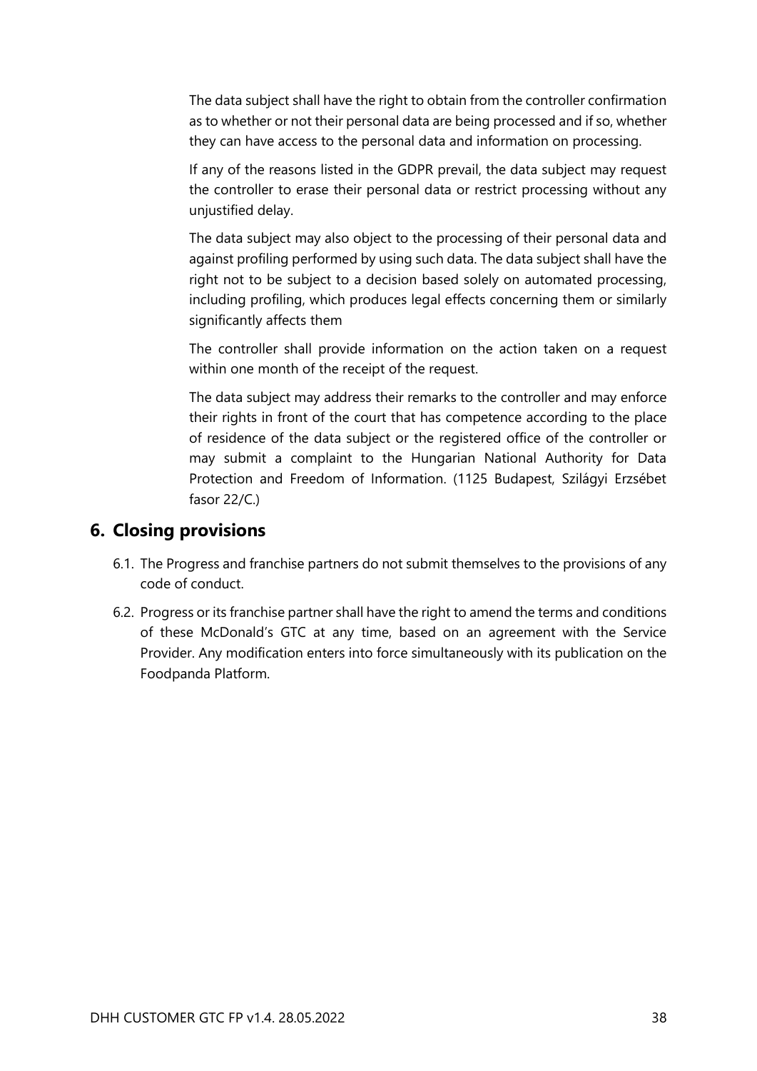The data subject shall have the right to obtain from the controller confirmation as to whether or not their personal data are being processed and if so, whether they can have access to the personal data and information on processing.

If any of the reasons listed in the GDPR prevail, the data subject may request the controller to erase their personal data or restrict processing without any unjustified delay.

The data subject may also object to the processing of their personal data and against profiling performed by using such data. The data subject shall have the right not to be subject to a decision based solely on automated processing, including profiling, which produces legal effects concerning them or similarly significantly affects them

The controller shall provide information on the action taken on a request within one month of the receipt of the request.

The data subject may address their remarks to the controller and may enforce their rights in front of the court that has competence according to the place of residence of the data subject or the registered office of the controller or may submit a complaint to the Hungarian National Authority for Data Protection and Freedom of Information. (1125 Budapest, Szilágyi Erzsébet fasor 22/C.)

## 6. Closing provisions

6.1. The Progress and franchise partners do not submit themselves to the provisions of any code of conduct.

6.2. Progress or its franchise partner shall have the right to amend the terms and conditions of these McDonald's GTC at any time, based on an agreement with the Service Provider. Any modification enters into force simultaneously with its publication on the Foodpanda Platform.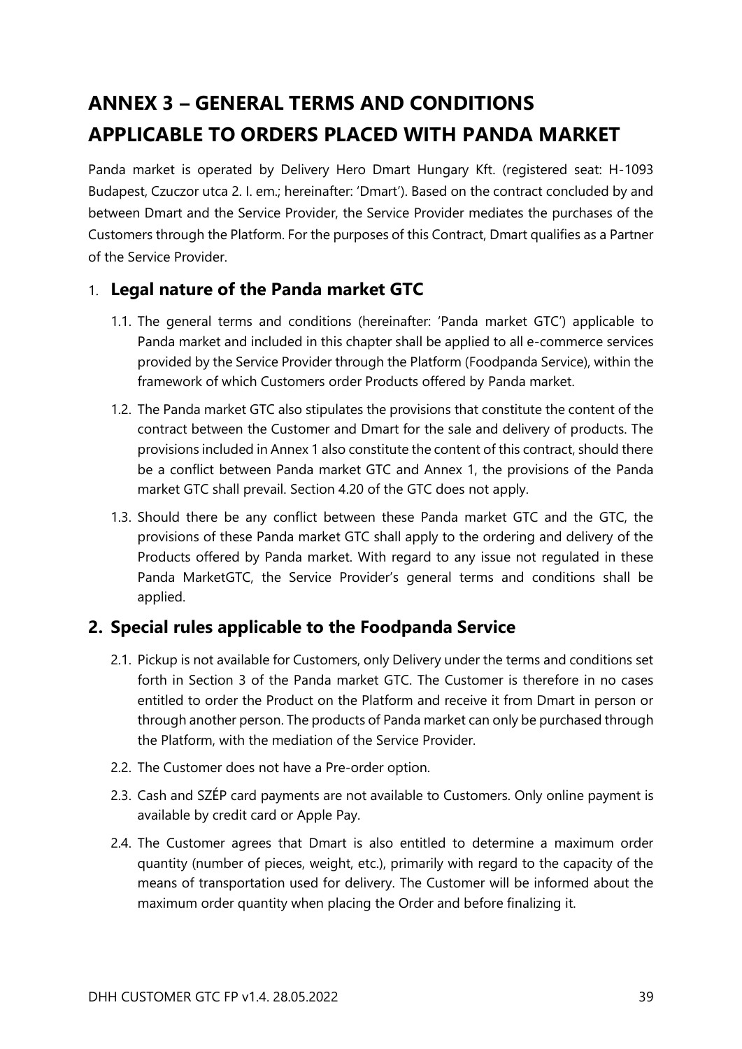# ANNEX 3 – GENERAL TERMS AND CONDITIONS APPLICABLE TO ORDERS PLACED WITH PANDA MARKET

Panda market is operated by Delivery Hero Dmart Hungary Kft. (registered seat: H-1093 Budapest, Czuczor utca 2. I. em.; hereinafter: 'Dmart'). Based on the contract concluded by and between Dmart and the Service Provider, the Service Provider mediates the purchases of the Customers through the Platform. For the purposes of this Contract, Dmart qualifies as a Partner of the Service Provider.

## 1. Legal nature of the Panda market GTC

1.1. The general terms and conditions (hereinafter: 'Panda market GTC') applicable to Panda market and included in this chapter shall be applied to all e-commerce services provided by the Service Provider through the Platform (Foodpanda Service), within the framework of which Customers order Products offered by Panda market.

1.2. The Panda market GTC also stipulates the provisions that constitute the content of the contract between the Customer and Dmart for the sale and delivery of products. The provisions included in Annex 1 also constitute the content of this contract, should there be a conflict between Panda market GTC and Annex 1, the provisions of the Panda market GTC shall prevail. Section 4.20 of the GTC does not apply.

1.3. Should there be any conflict between these Panda market GTC and the GTC, the provisions of these Panda market GTC shall apply to the ordering and delivery of the Products offered by Panda market. With regard to any issue not regulated in these Panda MarketGTC, the Service Provider's general terms and conditions shall be applied.

## 2. Special rules applicable to the Foodpanda Service

2.1. Pickup is not available for Customers, only Delivery under the terms and conditions set forth in Section 3 of the Panda market GTC. The Customer is therefore in no cases entitled to order the Product on the Platform and receive it from Dmart in person or through another person. The products of Panda market can only be purchased through the Platform, with the mediation of the Service Provider.

2.2. The Customer does not have a Pre-order option.

2.3. Cash and SZÉP card payments are not available to Customers. Only online payment is available by credit card or Apple Pay.

2.4. The Customer agrees that Dmart is also entitled to determine a maximum order quantity (number of pieces, weight, etc.), primarily with regard to the capacity of the means of transportation used for delivery. The Customer will be informed about the maximum order quantity when placing the Order and before finalizing it.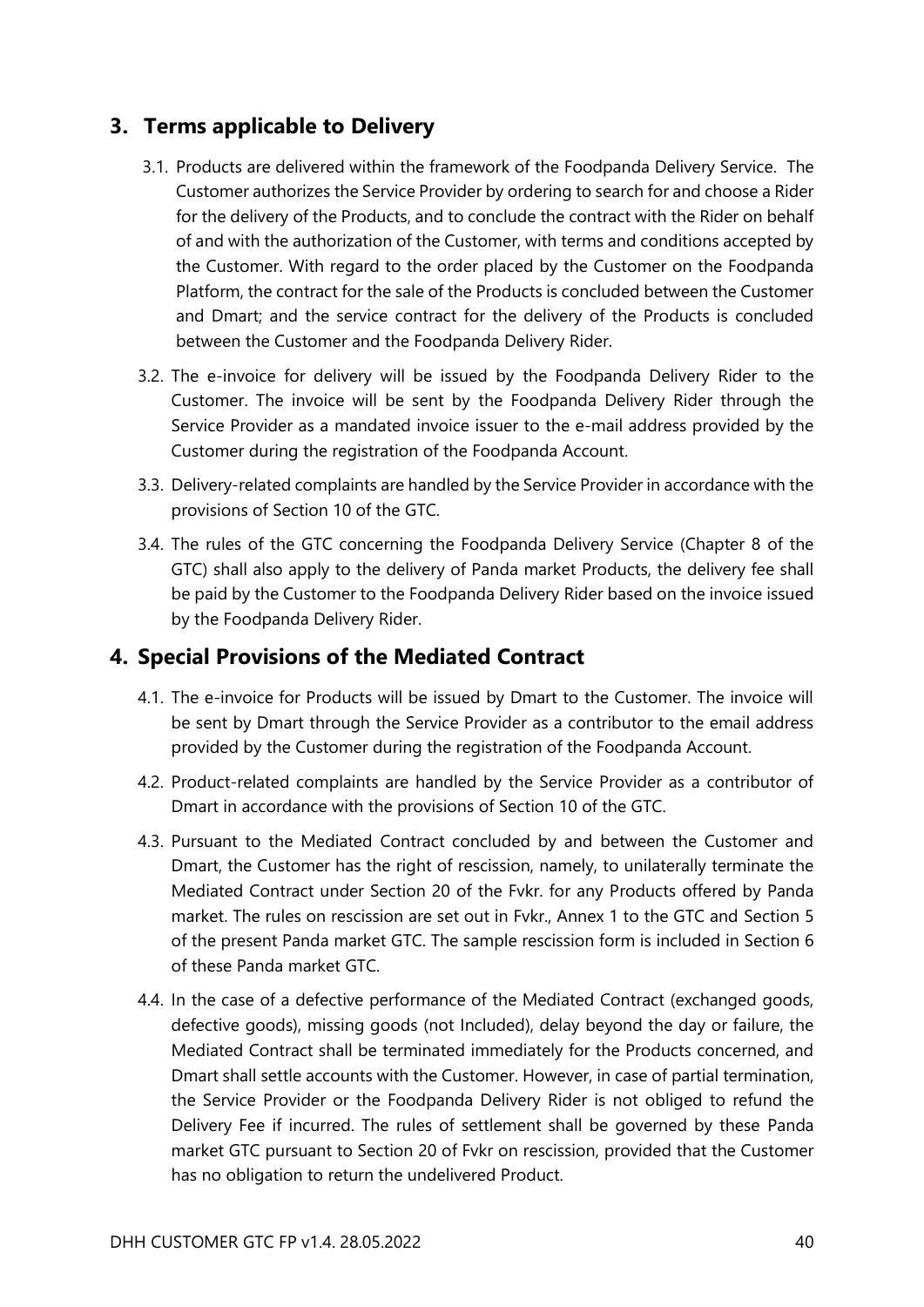## 3. Terms applicable to Delivery

3.1. Products are delivered within the framework of the Foodpanda Delivery Service. The Customer authorizes the Service Provider by ordering to search for and choose a Rider for the delivery of the Products, and to conclude the contract with the Rider on behalf of and with the authorization of the Customer, with terms and conditions accepted by the Customer. With regard to the order placed by the Customer on the Foodpanda Platform, the contract for the sale of the Products is concluded between the Customer and Dmart; and the service contract for the delivery of the Products is concluded between the Customer and the Foodpanda Delivery Rider.

3.2. The e-invoice for delivery will be issued by the Foodpanda Delivery Rider to the Customer. The invoice will be sent by the Foodpanda Delivery Rider through the Service Provider as a mandated invoice issuer to the e-mail address provided by the Customer during the registration of the Foodpanda Account.

3.3. Delivery-related complaints are handled by the Service Provider in accordance with the provisions of Section 10 of the GTC.

3.4. The rules of the GTC concerning the Foodpanda Delivery Service (Chapter 8 of the GTC) shall also apply to the delivery of Panda market Products, the delivery fee shall be paid by the Customer to the Foodpanda Delivery Rider based on the invoice issued by the Foodpanda Delivery Rider.

## 4. Special Provisions of the Mediated Contract

4.1. The e-invoice for Products will be issued by Dmart to the Customer. The invoice will be sent by Dmart through the Service Provider as a contributor to the email address provided by the Customer during the registration of the Foodpanda Account.

4.2. Product-related complaints are handled by the Service Provider as a contributor of Dmart in accordance with the provisions of Section 10 of the GTC.

4.3. Pursuant to the Mediated Contract concluded by and between the Customer and Dmart, the Customer has the right of rescission, namely, to unilaterally terminate the Mediated Contract under Section 20 of the Fvkr. for any Products offered by Panda market. The rules on rescission are set out in Fvkr., Annex 1 to the GTC and Section 5 of the present Panda market GTC. The sample rescission form is included in Section 6 of these Panda market GTC.

4.4. In the case of a defective performance of the Mediated Contract (exchanged goods, defective goods), missing goods (not Included), delay beyond the day or failure, the Mediated Contract shall be terminated immediately for the Products concerned, and Dmart shall settle accounts with the Customer. However, in case of partial termination, the Service Provider or the Foodpanda Delivery Rider is not obliged to refund the Delivery Fee if incurred. The rules of settlement shall be governed by these Panda market GTC pursuant to Section 20 of Fvkr on rescission, provided that the Customer has no obligation to return the undelivered Product.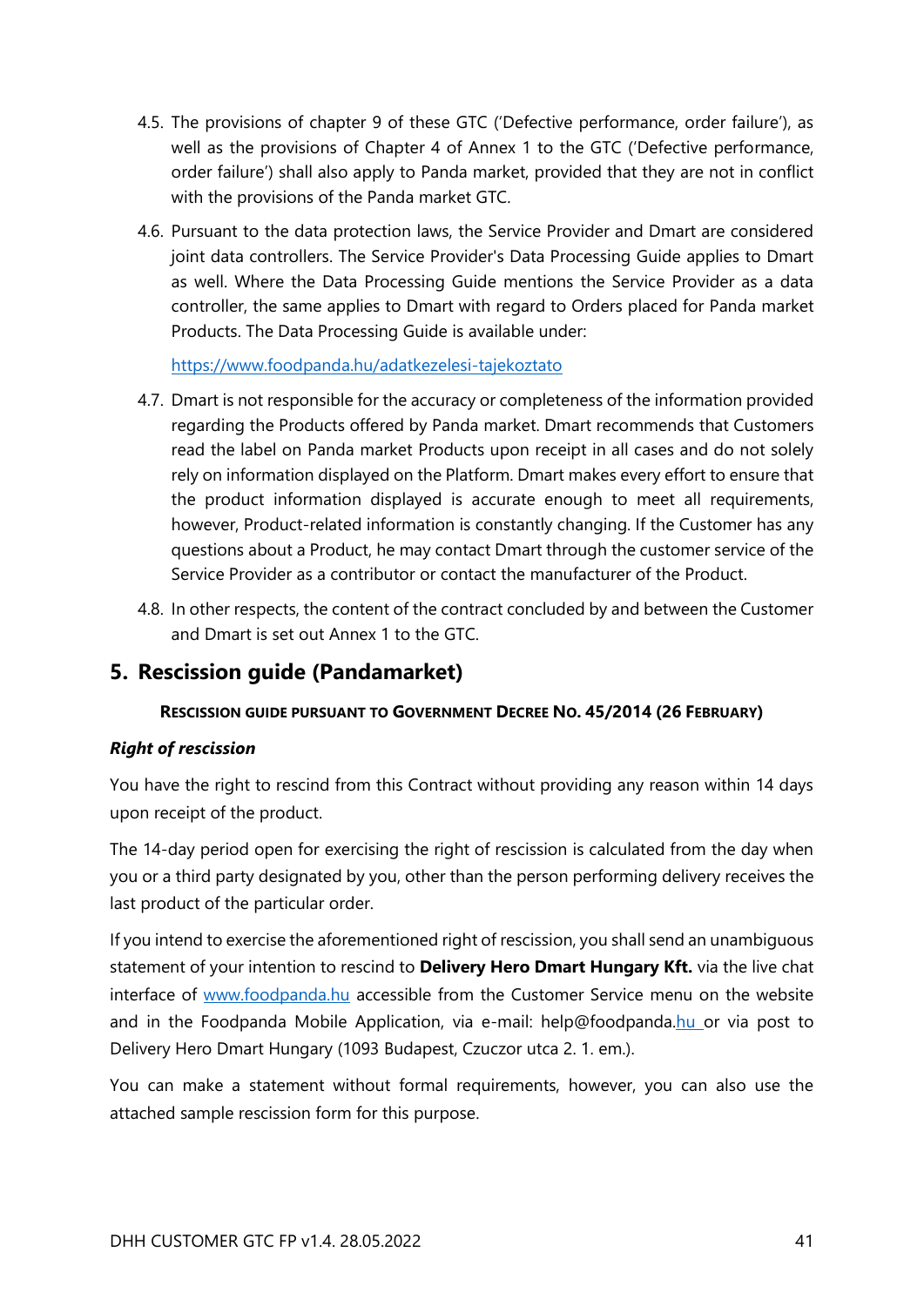4.5. The provisions of chapter 9 of these GTC ('Defective performance, order failure'), as well as the provisions of Chapter 4 of Annex 1 to the GTC ('Defective performance, order failure') shall also apply to Panda market, provided that they are not in conflict with the provisions of the Panda market GTC.

4.6. Pursuant to the data protection laws, the Service Provider and Dmart are considered joint data controllers. The Service Provider's Data Processing Guide applies to Dmart as well. Where the Data Processing Guide mentions the Service Provider as a data controller, the same applies to Dmart with regard to Orders placed for Panda market Products. The Data Processing Guide is available under:

[https://www.foodpanda.hu/adatkezelesi-tajekoztato](https://www.foodpanda.hu/adatkezelesi-tajekoztato)

4.7. Dmart is not responsible for the accuracy or completeness of the information provided regarding the Products offered by Panda market. Dmart recommends that Customers read the label on Panda market Products upon receipt in all cases and do not solely rely on information displayed on the Platform. Dmart makes every effort to ensure that the product information displayed is accurate enough to meet all requirements, however, Product-related information is constantly changing. If the Customer has any questions about a Product, he may contact Dmart through the customer service of the Service Provider as a contributor or contact the manufacturer of the Product.

4.8. In other respects, the content of the contract concluded by and between the Customer and Dmart is set out Annex 1 to the GTC.

## 5. Rescission guide (Pandamarket)

**RESCISSION GUIDE PURSUANT TO GOVERNMENT DECREE NO. 45/2014 (26 FEBRUARY)**

***Right of rescission***

You have the right to rescind from this Contract without providing any reason within 14 days upon receipt of the product.

The 14-day period open for exercising the right of rescission is calculated from the day when you or a third party designated by you, other than the person performing delivery receives the last product of the particular order.

If you intend to exercise the aforementioned right of rescission, you shall send an unambiguous statement of your intention to rescind to **Delivery Hero Dmart Hungary Kft.** via the live chat interface of [www.foodpanda.hu](http://www.foodpanda.hu) accessible from the Customer Service menu on the website and in the Foodpanda Mobile Application, via e-mail: help@foodpanda.hu or via post to Delivery Hero Dmart Hungary (1093 Budapest, Czuczor utca 2. 1. em.).

You can make a statement without formal requirements, however, you can also use the attached sample rescission form for this purpose.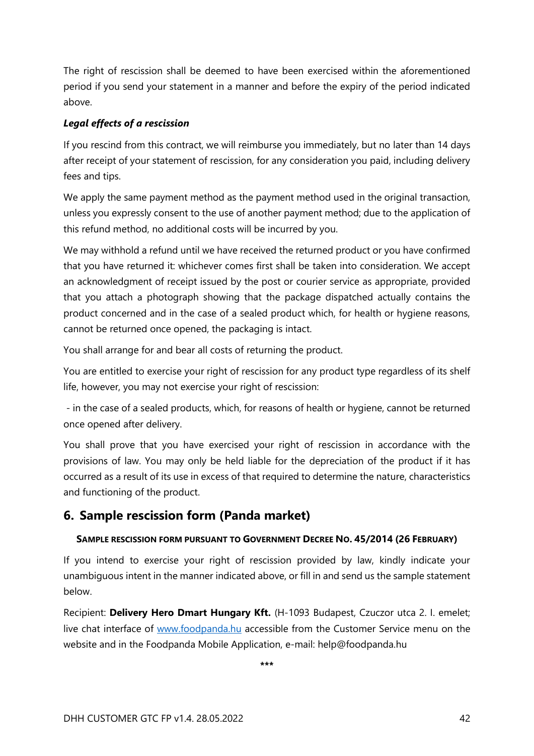The right of rescission shall be deemed to have been exercised within the aforementioned period if you send your statement in a manner and before the expiry of the period indicated above.

***Legal effects of a rescission***

If you rescind from this contract, we will reimburse you immediately, but no later than 14 days after receipt of your statement of rescission, for any consideration you paid, including delivery fees and tips.

We apply the same payment method as the payment method used in the original transaction, unless you expressly consent to the use of another payment method; due to the application of this refund method, no additional costs will be incurred by you.

We may withhold a refund until we have received the returned product or you have confirmed that you have returned it: whichever comes first shall be taken into consideration. We accept an acknowledgment of receipt issued by the post or courier service as appropriate, provided that you attach a photograph showing that the package dispatched actually contains the product concerned and in the case of a sealed product which, for health or hygiene reasons, cannot be returned once opened, the packaging is intact.

You shall arrange for and bear all costs of returning the product.

You are entitled to exercise your right of rescission for any product type regardless of its shelf life, however, you may not exercise your right of rescission:

- in the case of a sealed products, which, for reasons of health or hygiene, cannot be returned once opened after delivery.

You shall prove that you have exercised your right of rescission in accordance with the provisions of law. You may only be held liable for the depreciation of the product if it has occurred as a result of its use in excess of that required to determine the nature, characteristics and functioning of the product.

## 6. Sample rescission form (Panda market)

**SAMPLE RESCISSION FORM PURSUANT TO GOVERNMENT DECREE NO. 45/2014 (26 FEBRUARY)**

If you intend to exercise your right of rescission provided by law, kindly indicate your unambiguous intent in the manner indicated above, or fill in and send us the sample statement below.

Recipient: **Delivery Hero Dmart Hungary Kft.** (H-1093 Budapest, Czuczor utca 2. I. emelet; live chat interface of [www.foodpanda.hu](www.foodpanda.hu) accessible from the Customer Service menu on the website and in the Foodpanda Mobile Application, e-mail: help@foodpanda.hu

***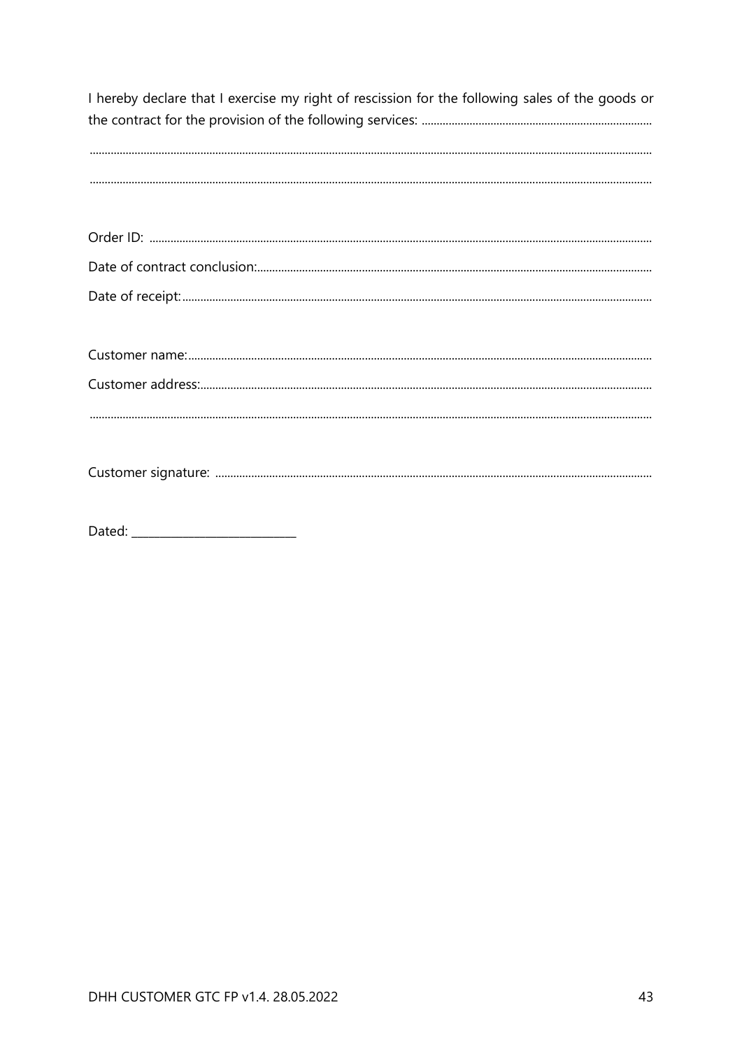I hereby declare that I exercise my right of rescission for the following sales of the goods or the contract for the provision of the following services: ..............................................................................

.............................................................................................................................................................................

.............................................................................................................................................................................

Order ID: ...........................................................................................................................................................

Date of contract conclusion:.....................................................................................................................

Date of receipt:...............................................................................................................................................

Customer name:.............................................................................................................................................

Customer address:.........................................................................................................................................

.............................................................................................................................................................................

Customer signature: ....................................................................................................................................

Dated: ____________________________